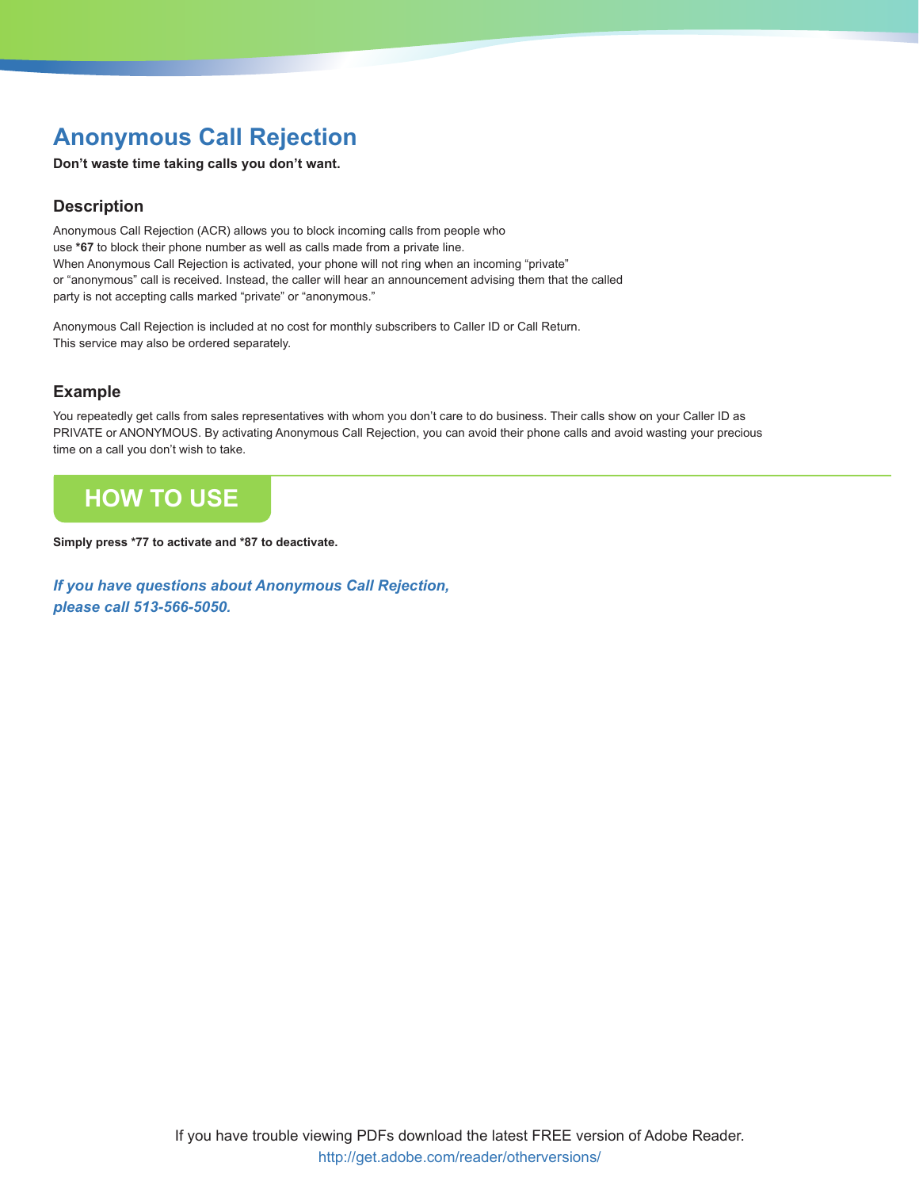# Anonymous Call Rejection

**Don't waste time taking calls you don't want.**

## Description

Anonymous Call Rejection (ACR) allows you to block incoming calls from people who use **\*67** to block their phone number as well as calls made from a private line. When Anonymous Call Rejection is activated, your phone will not ring when an incoming "private" or "anonymous" call is received. Instead, the caller will hear an announcement advising them that the called party is not accepting calls marked "private" or "anonymous."

Anonymous Call Rejection is included at no cost for monthly subscribers to Caller ID or Call Return. This service may also be ordered separately.

## Example

You repeatedly get calls from sales representatives with whom you don't care to do business. Their calls show on your Caller ID as PRIVATE or ANONYMOUS. By activating Anonymous Call Rejection, you can avoid their phone calls and avoid wasting your precious time on a call you don't wish to take.

## HOW TO USE

**Simply press \*77 to activate and \*87 to deactivate.**

***If you have questions about Anonymous Call Rejection, please call 513-566-5050.***

If you have trouble viewing PDFs download the latest FREE version of Adobe Reader.
http://get.adobe.com/reader/otherversions/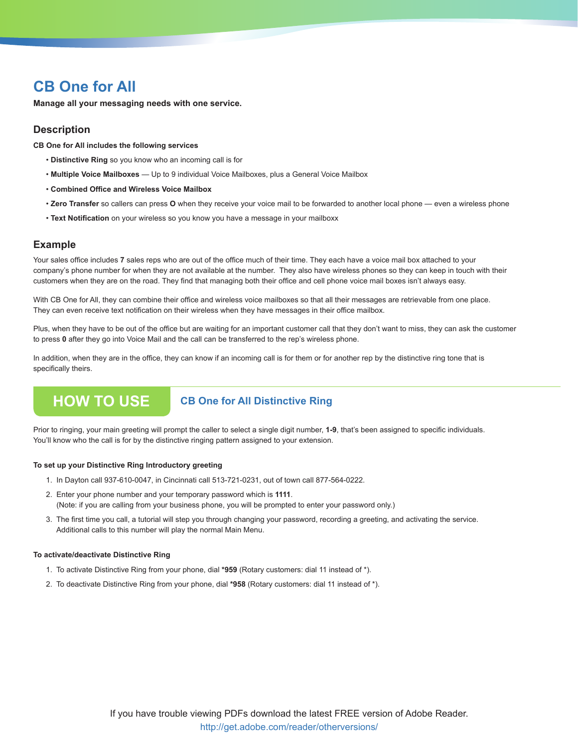# CB One for All

**Manage all your messaging needs with one service.**

## Description

**CB One for All includes the following services**

- **Distinctive Ring** so you know who an incoming call is for
- **Multiple Voice Mailboxes** — Up to 9 individual Voice Mailboxes, plus a General Voice Mailbox
- **Combined Office and Wireless Voice Mailbox**
- **Zero Transfer** so callers can press **O** when they receive your voice mail to be forwarded to another local phone — even a wireless phone
- **Text Notification** on your wireless so you know you have a message in your mailboxx

## Example

Your sales office includes **7** sales reps who are out of the office much of their time. They each have a voice mail box attached to your company's phone number for when they are not available at the number. They also have wireless phones so they can keep in touch with their customers when they are on the road. They find that managing both their office and cell phone voice mail boxes isn't always easy.

With CB One for All, they can combine their office and wireless voice mailboxes so that all their messages are retrievable from one place. They can even receive text notification on their wireless when they have messages in their office mailbox.

Plus, when they have to be out of the office but are waiting for an important customer call that they don't want to miss, they can ask the customer to press **0** after they go into Voice Mail and the call can be transferred to the rep's wireless phone.

In addition, when they are in the office, they can know if an incoming call is for them or for another rep by the distinctive ring tone that is specifically theirs.

## HOW TO USE

### CB One for All Distinctive Ring

Prior to ringing, your main greeting will prompt the caller to select a single digit number, **1-9**, that's been assigned to specific individuals. You'll know who the call is for by the distinctive ringing pattern assigned to your extension.

**To set up your Distinctive Ring Introductory greeting**

1. In Dayton call 937-610-0047, in Cincinnati call 513-721-0231, out of town call 877-564-0222.
2. Enter your phone number and your temporary password which is **1111**.
   (Note: if you are calling from your business phone, you will be prompted to enter your password only.)
3. The first time you call, a tutorial will step you through changing your password, recording a greeting, and activating the service. Additional calls to this number will play the normal Main Menu.

**To activate/deactivate Distinctive Ring**

1. To activate Distinctive Ring from your phone, dial ***959** (Rotary customers: dial 11 instead of *).
2. To deactivate Distinctive Ring from your phone, dial ***958** (Rotary customers: dial 11 instead of *).

If you have trouble viewing PDFs download the latest FREE version of Adobe Reader.
http://get.adobe.com/reader/otherversions/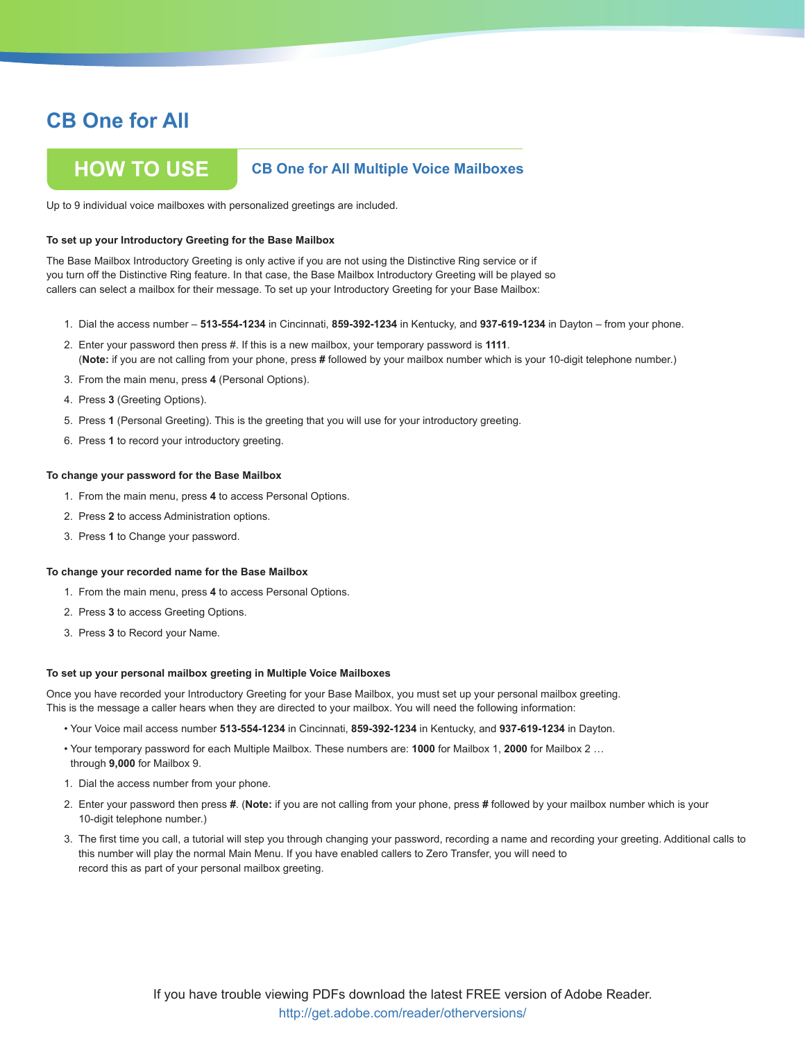# CB One for All

## HOW TO USE

### CB One for All Multiple Voice Mailboxes

Up to 9 individual voice mailboxes with personalized greetings are included.

**To set up your Introductory Greeting for the Base Mailbox**

The Base Mailbox Introductory Greeting is only active if you are not using the Distinctive Ring service or if you turn off the Distinctive Ring feature. In that case, the Base Mailbox Introductory Greeting will be played so callers can select a mailbox for their message. To set up your Introductory Greeting for your Base Mailbox:

1. Dial the access number – **513-554-1234** in Cincinnati, **859-392-1234** in Kentucky, and **937-619-1234** in Dayton – from your phone.
2. Enter your password then press #. If this is a new mailbox, your temporary password is **1111**.
   (**Note:** if you are not calling from your phone, press **#** followed by your mailbox number which is your 10-digit telephone number.)
3. From the main menu, press **4** (Personal Options).
4. Press **3** (Greeting Options).
5. Press **1** (Personal Greeting). This is the greeting that you will use for your introductory greeting.
6. Press **1** to record your introductory greeting.

**To change your password for the Base Mailbox**

1. From the main menu, press **4** to access Personal Options.
2. Press **2** to access Administration options.
3. Press **1** to Change your password.

**To change your recorded name for the Base Mailbox**

1. From the main menu, press **4** to access Personal Options.
2. Press **3** to access Greeting Options.
3. Press **3** to Record your Name.

**To set up your personal mailbox greeting in Multiple Voice Mailboxes**

Once you have recorded your Introductory Greeting for your Base Mailbox, you must set up your personal mailbox greeting. This is the message a caller hears when they are directed to your mailbox. You will need the following information:

- Your Voice mail access number **513-554-1234** in Cincinnati, **859-392-1234** in Kentucky, and **937-619-1234** in Dayton.
- Your temporary password for each Multiple Mailbox. These numbers are: **1000** for Mailbox 1, **2000** for Mailbox 2 … through **9,000** for Mailbox 9.

1. Dial the access number from your phone.
2. Enter your password then press **#**. (**Note:** if you are not calling from your phone, press **#** followed by your mailbox number which is your 10-digit telephone number.)
3. The first time you call, a tutorial will step you through changing your password, recording a name and recording your greeting. Additional calls to this number will play the normal Main Menu. If you have enabled callers to Zero Transfer, you will need to record this as part of your personal mailbox greeting.

If you have trouble viewing PDFs download the latest FREE version of Adobe Reader.
http://get.adobe.com/reader/otherversions/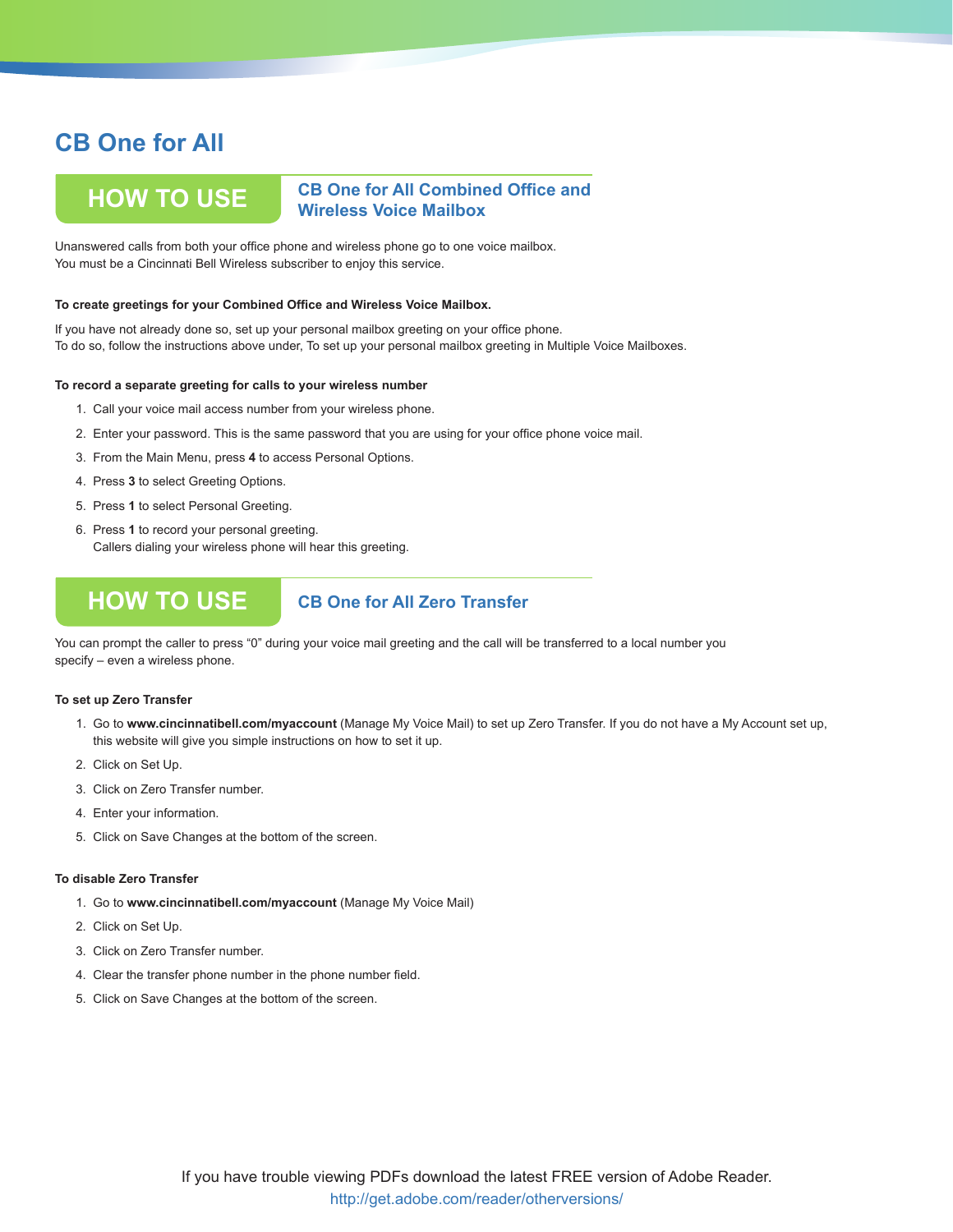# CB One for All

## HOW TO USE — CB One for All Combined Office and Wireless Voice Mailbox

Unanswered calls from both your office phone and wireless phone go to one voice mailbox.
You must be a Cincinnati Bell Wireless subscriber to enjoy this service.

**To create greetings for your Combined Office and Wireless Voice Mailbox.**

If you have not already done so, set up your personal mailbox greeting on your office phone.
To do so, follow the instructions above under, To set up your personal mailbox greeting in Multiple Voice Mailboxes.

**To record a separate greeting for calls to your wireless number**

1. Call your voice mail access number from your wireless phone.
2. Enter your password. This is the same password that you are using for your office phone voice mail.
3. From the Main Menu, press **4** to access Personal Options.
4. Press **3** to select Greeting Options.
5. Press **1** to select Personal Greeting.
6. Press **1** to record your personal greeting.
   Callers dialing your wireless phone will hear this greeting.

## HOW TO USE — CB One for All Zero Transfer

You can prompt the caller to press "0" during your voice mail greeting and the call will be transferred to a local number you specify – even a wireless phone.

**To set up Zero Transfer**

1. Go to **www.cincinnatibell.com/myaccount** (Manage My Voice Mail) to set up Zero Transfer. If you do not have a My Account set up, this website will give you simple instructions on how to set it up.
2. Click on Set Up.
3. Click on Zero Transfer number.
4. Enter your information.
5. Click on Save Changes at the bottom of the screen.

**To disable Zero Transfer**

1. Go to **www.cincinnatibell.com/myaccount** (Manage My Voice Mail)
2. Click on Set Up.
3. Click on Zero Transfer number.
4. Clear the transfer phone number in the phone number field.
5. Click on Save Changes at the bottom of the screen.

If you have trouble viewing PDFs download the latest FREE version of Adobe Reader.
http://get.adobe.com/reader/otherversions/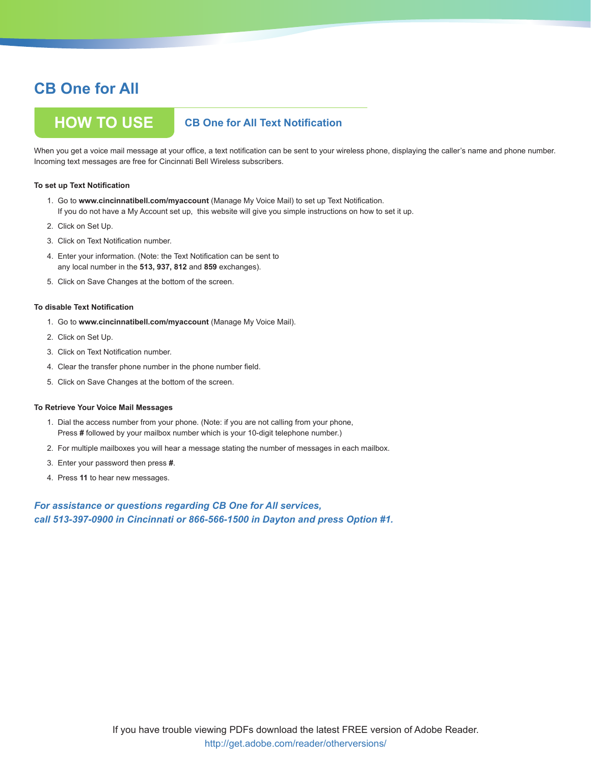# CB One for All

## HOW TO USE

### CB One for All Text Notification

When you get a voice mail message at your office, a text notification can be sent to your wireless phone, displaying the caller's name and phone number. Incoming text messages are free for Cincinnati Bell Wireless subscribers.

**To set up Text Notification**

1. Go to **www.cincinnatibell.com/myaccount** (Manage My Voice Mail) to set up Text Notification. If you do not have a My Account set up, this website will give you simple instructions on how to set it up.
2. Click on Set Up.
3. Click on Text Notification number.
4. Enter your information. (Note: the Text Notification can be sent to any local number in the **513, 937, 812** and **859** exchanges).
5. Click on Save Changes at the bottom of the screen.

**To disable Text Notification**

1. Go to **www.cincinnatibell.com/myaccount** (Manage My Voice Mail).
2. Click on Set Up.
3. Click on Text Notification number.
4. Clear the transfer phone number in the phone number field.
5. Click on Save Changes at the bottom of the screen.

**To Retrieve Your Voice Mail Messages**

1. Dial the access number from your phone. (Note: if you are not calling from your phone, Press **#** followed by your mailbox number which is your 10-digit telephone number.)
2. For multiple mailboxes you will hear a message stating the number of messages in each mailbox.
3. Enter your password then press **#**.
4. Press **11** to hear new messages.

***For assistance or questions regarding CB One for All services, call 513-397-0900 in Cincinnati or 866-566-1500 in Dayton and press Option #1.***

If you have trouble viewing PDFs download the latest FREE version of Adobe Reader.
http://get.adobe.com/reader/otherversions/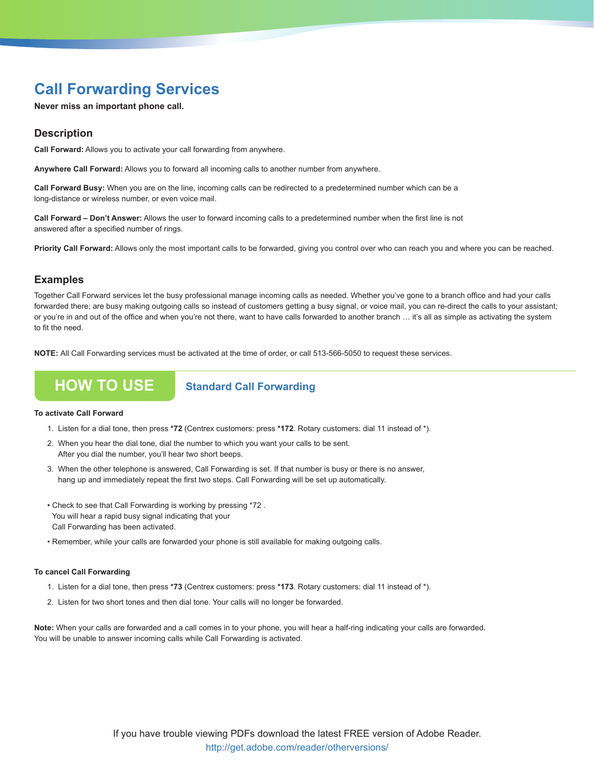# Call Forwarding Services

**Never miss an important phone call.**

## Description

**Call Forward:** Allows you to activate your call forwarding from anywhere.

**Anywhere Call Forward:** Allows you to forward all incoming calls to another number from anywhere.

**Call Forward Busy:** When you are on the line, incoming calls can be redirected to a predetermined number which can be a long-distance or wireless number, or even voice mail.

**Call Forward – Don't Answer:** Allows the user to forward incoming calls to a predetermined number when the first line is not answered after a specified number of rings.

**Priority Call Forward:** Allows only the most important calls to be forwarded, giving you control over who can reach you and where you can be reached.

## Examples

Together Call Forward services let the busy professional manage incoming calls as needed. Whether you've gone to a branch office and had your calls forwarded there; are busy making outgoing calls so instead of customers getting a busy signal, or voice mail, you can re-direct the calls to your assistant; or you're in and out of the office and when you're not there, want to have calls forwarded to another branch … it's all as simple as activating the system to fit the need.

**NOTE:** All Call Forwarding services must be activated at the time of order, or call 513-566-5050 to request these services.

## HOW TO USE

### Standard Call Forwarding

**To activate Call Forward**

1. Listen for a dial tone, then press ***72** (Centrex customers: press ***172**. Rotary customers: dial 11 instead of *).
2. When you hear the dial tone, dial the number to which you want your calls to be sent. After you dial the number, you'll hear two short beeps.
3. When the other telephone is answered, Call Forwarding is set. If that number is busy or there is no answer, hang up and immediately repeat the first two steps. Call Forwarding will be set up automatically.

- Check to see that Call Forwarding is working by pressing *72 . You will hear a rapid busy signal indicating that your Call Forwarding has been activated.
- Remember, while your calls are forwarded your phone is still available for making outgoing calls.

**To cancel Call Forwarding**

1. Listen for a dial tone, then press ***73** (Centrex customers: press ***173**. Rotary customers: dial 11 instead of *).
2. Listen for two short tones and then dial tone. Your calls will no longer be forwarded.

**Note:** When your calls are forwarded and a call comes in to your phone, you will hear a half-ring indicating your calls are forwarded. You will be unable to answer incoming calls while Call Forwarding is activated.

If you have trouble viewing PDFs download the latest FREE version of Adobe Reader.
http://get.adobe.com/reader/otherversions/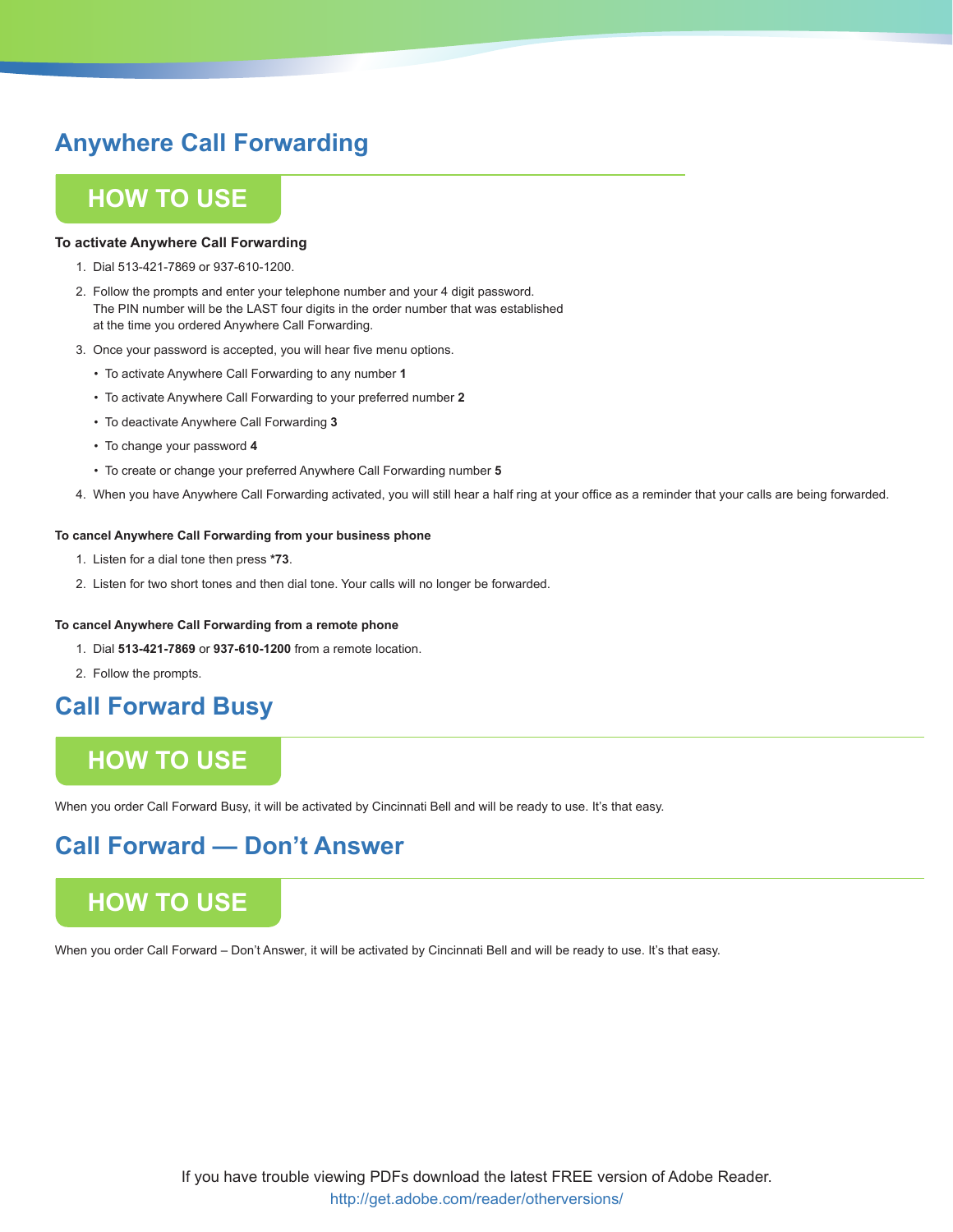# Anywhere Call Forwarding

## HOW TO USE

**To activate Anywhere Call Forwarding**

1. Dial 513-421-7869 or 937-610-1200.
2. Follow the prompts and enter your telephone number and your 4 digit password. The PIN number will be the LAST four digits in the order number that was established at the time you ordered Anywhere Call Forwarding.
3. Once your password is accepted, you will hear five menu options.
   - To activate Anywhere Call Forwarding to any number **1**
   - To activate Anywhere Call Forwarding to your preferred number **2**
   - To deactivate Anywhere Call Forwarding **3**
   - To change your password **4**
   - To create or change your preferred Anywhere Call Forwarding number **5**
4. When you have Anywhere Call Forwarding activated, you will still hear a half ring at your office as a reminder that your calls are being forwarded.

**To cancel Anywhere Call Forwarding from your business phone**

1. Listen for a dial tone then press ***73**.
2. Listen for two short tones and then dial tone. Your calls will no longer be forwarded.

**To cancel Anywhere Call Forwarding from a remote phone**

1. Dial **513-421-7869** or **937-610-1200** from a remote location.
2. Follow the prompts.

# Call Forward Busy

## HOW TO USE

When you order Call Forward Busy, it will be activated by Cincinnati Bell and will be ready to use. It's that easy.

# Call Forward — Don't Answer

## HOW TO USE

When you order Call Forward – Don't Answer, it will be activated by Cincinnati Bell and will be ready to use. It's that easy.

If you have trouble viewing PDFs download the latest FREE version of Adobe Reader.
http://get.adobe.com/reader/otherversions/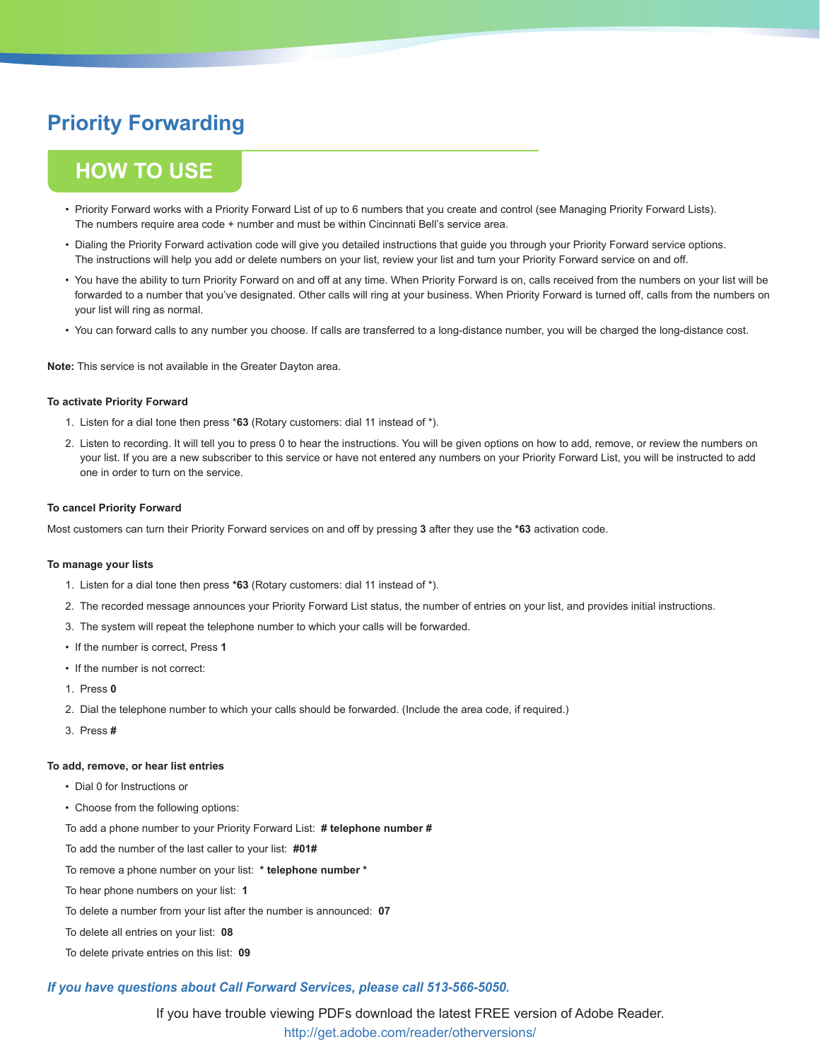# Priority Forwarding

## HOW TO USE

- Priority Forward works with a Priority Forward List of up to 6 numbers that you create and control (see Managing Priority Forward Lists). The numbers require area code + number and must be within Cincinnati Bell's service area.
- Dialing the Priority Forward activation code will give you detailed instructions that guide you through your Priority Forward service options. The instructions will help you add or delete numbers on your list, review your list and turn your Priority Forward service on and off.
- You have the ability to turn Priority Forward on and off at any time. When Priority Forward is on, calls received from the numbers on your list will be forwarded to a number that you've designated. Other calls will ring at your business. When Priority Forward is turned off, calls from the numbers on your list will ring as normal.
- You can forward calls to any number you choose. If calls are transferred to a long-distance number, you will be charged the long-distance cost.

**Note:** This service is not available in the Greater Dayton area.

#### To activate Priority Forward

1. Listen for a dial tone then press *​**63** (Rotary customers: dial 11 instead of *).
2. Listen to recording. It will tell you to press 0 to hear the instructions. You will be given options on how to add, remove, or review the numbers on your list. If you are a new subscriber to this service or have not entered any numbers on your Priority Forward List, you will be instructed to add one in order to turn on the service.

#### To cancel Priority Forward

Most customers can turn their Priority Forward services on and off by pressing **3** after they use the **\*63** activation code.

#### To manage your lists

1. Listen for a dial tone then press **\*63** (Rotary customers: dial 11 instead of *).
2. The recorded message announces your Priority Forward List status, the number of entries on your list, and provides initial instructions.
3. The system will repeat the telephone number to which your calls will be forwarded.

- If the number is correct, Press **1**
- If the number is not correct:

1. Press **0**
2. Dial the telephone number to which your calls should be forwarded. (Include the area code, if required.)
3. Press **#**

#### To add, remove, or hear list entries

- Dial 0 for Instructions or
- Choose from the following options:

To add a phone number to your Priority Forward List: **# telephone number #**

To add the number of the last caller to your list: **#01#**

To remove a phone number on your list: **\* telephone number \***

To hear phone numbers on your list: **1**

To delete a number from your list after the number is announced: **07**

To delete all entries on your list: **08**

To delete private entries on this list: **09**

***If you have questions about Call Forward Services, please call 513-566-5050.***

If you have trouble viewing PDFs download the latest FREE version of Adobe Reader.
http://get.adobe.com/reader/otherversions/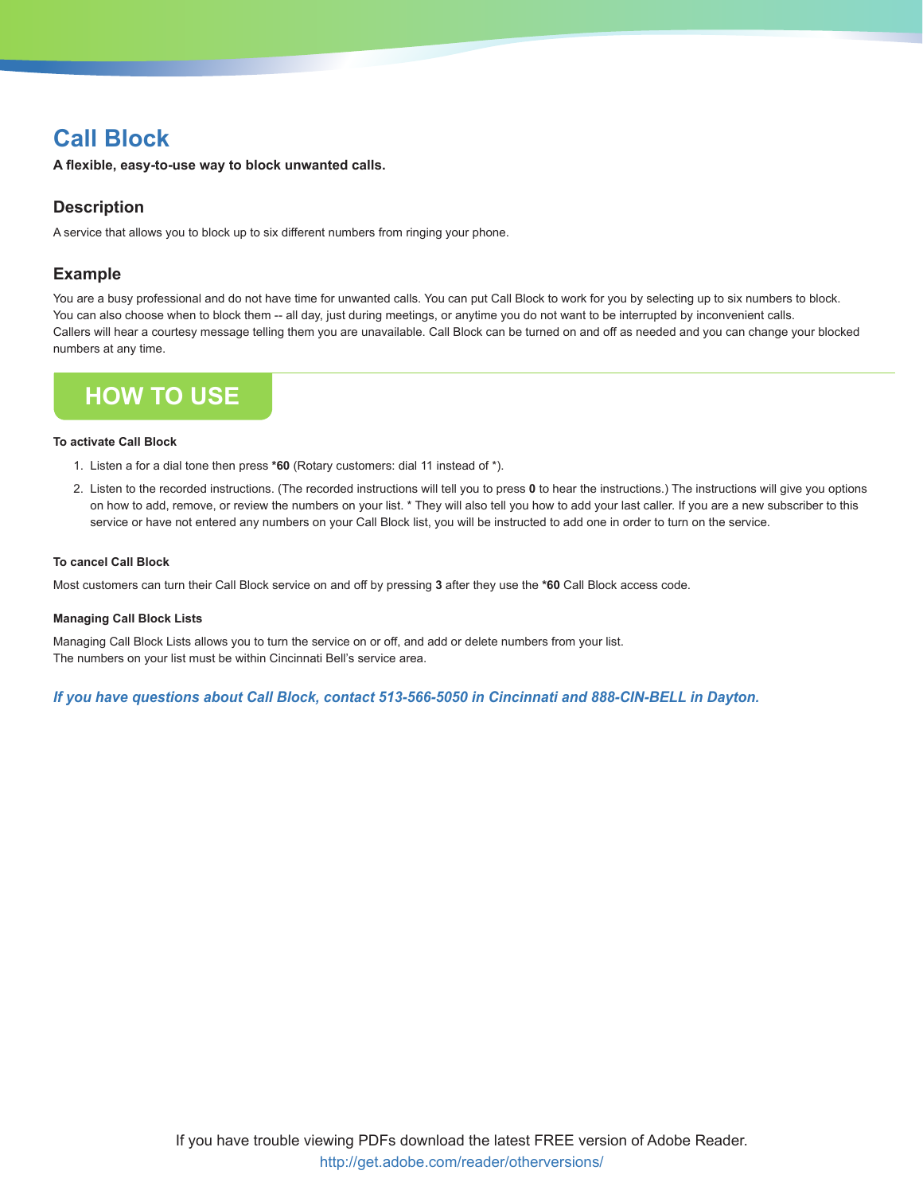# Call Block

**A flexible, easy-to-use way to block unwanted calls.**

## Description

A service that allows you to block up to six different numbers from ringing your phone.

## Example

You are a busy professional and do not have time for unwanted calls. You can put Call Block to work for you by selecting up to six numbers to block. You can also choose when to block them -- all day, just during meetings, or anytime you do not want to be interrupted by inconvenient calls.
Callers will hear a courtesy message telling them you are unavailable. Call Block can be turned on and off as needed and you can change your blocked numbers at any time.

## HOW TO USE

#### To activate Call Block

1. Listen a for a dial tone then press ***60** (Rotary customers: dial 11 instead of *).
2. Listen to the recorded instructions. (The recorded instructions will tell you to press **0** to hear the instructions.) The instructions will give you options on how to add, remove, or review the numbers on your list. * They will also tell you how to add your last caller. If you are a new subscriber to this service or have not entered any numbers on your Call Block list, you will be instructed to add one in order to turn on the service.

#### To cancel Call Block

Most customers can turn their Call Block service on and off by pressing **3** after they use the ***60** Call Block access code.

#### Managing Call Block Lists

Managing Call Block Lists allows you to turn the service on or off, and add or delete numbers from your list.
The numbers on your list must be within Cincinnati Bell's service area.

***If you have questions about Call Block, contact 513-566-5050 in Cincinnati and 888-CIN-BELL in Dayton.***

If you have trouble viewing PDFs download the latest FREE version of Adobe Reader.
http://get.adobe.com/reader/otherversions/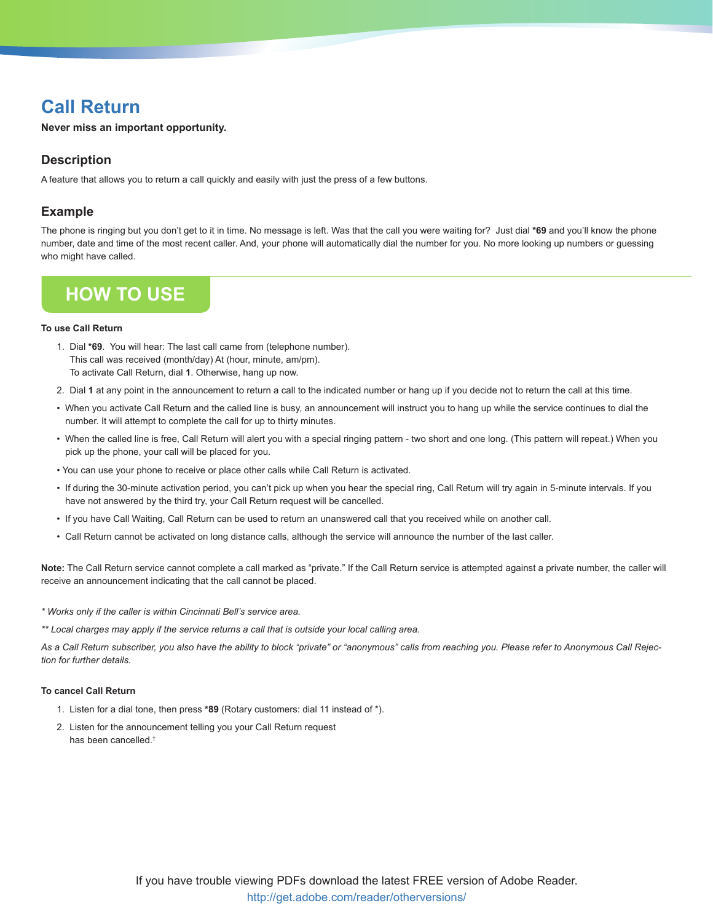# Call Return

**Never miss an important opportunity.**

## Description

A feature that allows you to return a call quickly and easily with just the press of a few buttons.

## Example

The phone is ringing but you don't get to it in time. No message is left. Was that the call you were waiting for? Just dial ***69** and you'll know the phone number, date and time of the most recent caller. And, your phone will automatically dial the number for you. No more looking up numbers or guessing who might have called.

## HOW TO USE

**To use Call Return**

1. Dial ***69**. You will hear: The last call came from (telephone number).
   This call was received (month/day) At (hour, minute, am/pm).
   To activate Call Return, dial **1**. Otherwise, hang up now.
2. Dial **1** at any point in the announcement to return a call to the indicated number or hang up if you decide not to return the call at this time.

- When you activate Call Return and the called line is busy, an announcement will instruct you to hang up while the service continues to dial the number. It will attempt to complete the call for up to thirty minutes.
- When the called line is free, Call Return will alert you with a special ringing pattern - two short and one long. (This pattern will repeat.) When you pick up the phone, your call will be placed for you.
- You can use your phone to receive or place other calls while Call Return is activated.
- If during the 30-minute activation period, you can't pick up when you hear the special ring, Call Return will try again in 5-minute intervals. If you have not answered by the third try, your Call Return request will be cancelled.
- If you have Call Waiting, Call Return can be used to return an unanswered call that you received while on another call.
- Call Return cannot be activated on long distance calls, although the service will announce the number of the last caller.

**Note:** The Call Return service cannot complete a call marked as "private." If the Call Return service is attempted against a private number, the caller will receive an announcement indicating that the call cannot be placed.

*\* Works only if the caller is within Cincinnati Bell's service area.*

*\*\* Local charges may apply if the service returns a call that is outside your local calling area.*

*As a Call Return subscriber, you also have the ability to block "private" or "anonymous" calls from reaching you. Please refer to Anonymous Call Rejection for further details.*

**To cancel Call Return**

1. Listen for a dial tone, then press ***89** (Rotary customers: dial 11 instead of *).
2. Listen for the announcement telling you your Call Return request has been cancelled.†

If you have trouble viewing PDFs download the latest FREE version of Adobe Reader.
http://get.adobe.com/reader/otherversions/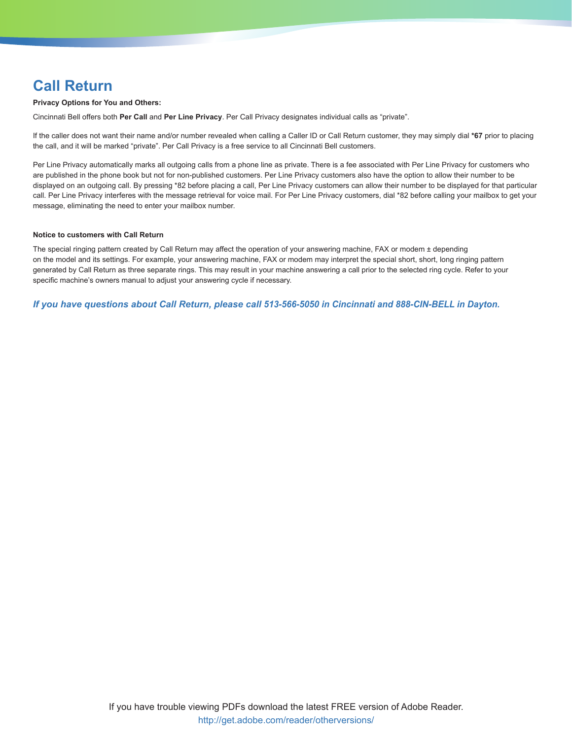# Call Return

**Privacy Options for You and Others:**

Cincinnati Bell offers both **Per Call** and **Per Line Privacy**. Per Call Privacy designates individual calls as “private”.

If the caller does not want their name and/or number revealed when calling a Caller ID or Call Return customer, they may simply dial ***67** prior to placing the call, and it will be marked “private”. Per Call Privacy is a free service to all Cincinnati Bell customers.

Per Line Privacy automatically marks all outgoing calls from a phone line as private. There is a fee associated with Per Line Privacy for customers who are published in the phone book but not for non-published customers. Per Line Privacy customers also have the option to allow their number to be displayed on an outgoing call. By pressing *82 before placing a call, Per Line Privacy customers can allow their number to be displayed for that particular call. Per Line Privacy interferes with the message retrieval for voice mail. For Per Line Privacy customers, dial *82 before calling your mailbox to get your message, eliminating the need to enter your mailbox number.

**Notice to customers with Call Return**

The special ringing pattern created by Call Return may affect the operation of your answering machine, FAX or modem ± depending on the model and its settings. For example, your answering machine, FAX or modem may interpret the special short, short, long ringing pattern generated by Call Return as three separate rings. This may result in your machine answering a call prior to the selected ring cycle. Refer to your specific machine’s owners manual to adjust your answering cycle if necessary.

***If you have questions about Call Return, please call 513-566-5050 in Cincinnati and 888-CIN-BELL in Dayton.***

If you have trouble viewing PDFs download the latest FREE version of Adobe Reader.
http://get.adobe.com/reader/otherversions/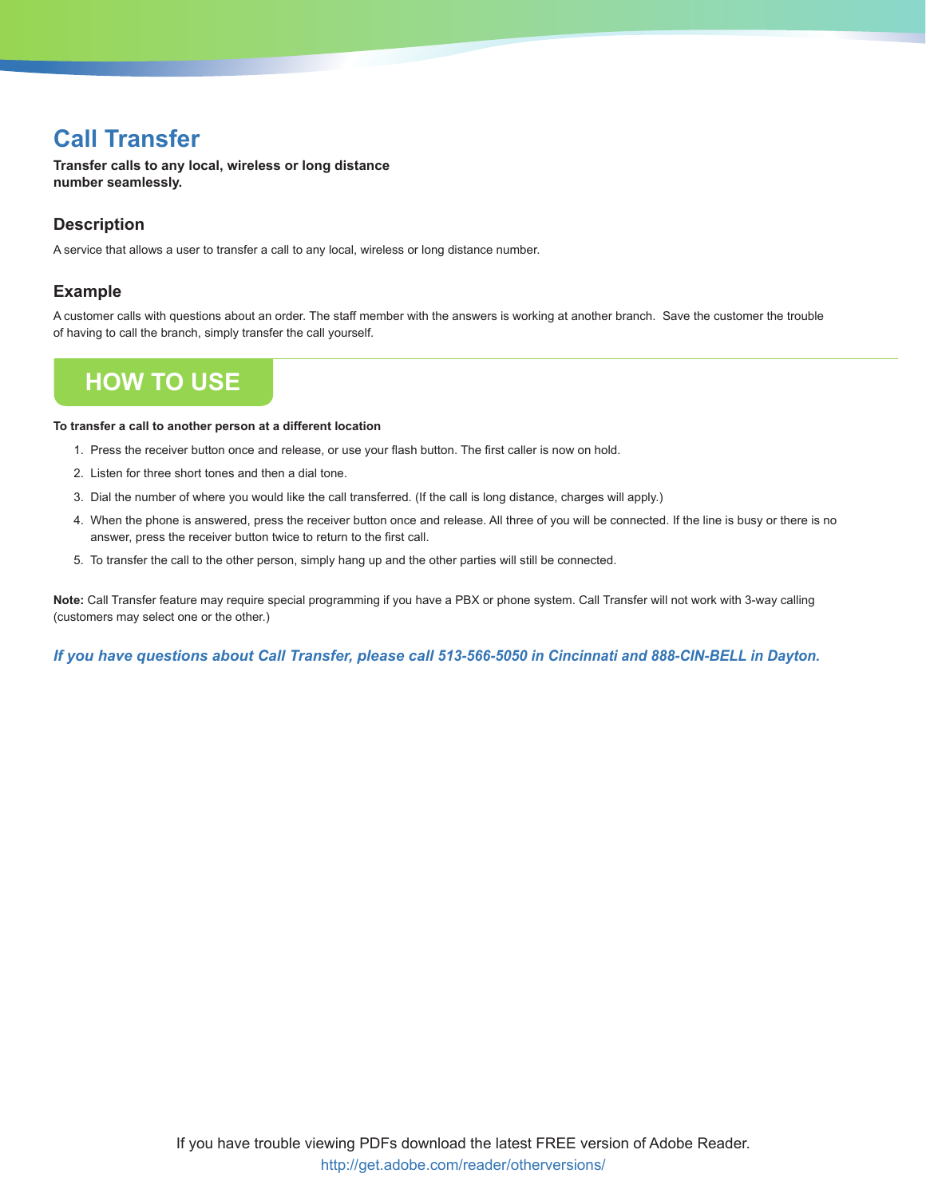# Call Transfer

**Transfer calls to any local, wireless or long distance number seamlessly.**

## Description

A service that allows a user to transfer a call to any local, wireless or long distance number.

## Example

A customer calls with questions about an order. The staff member with the answers is working at another branch. Save the customer the trouble of having to call the branch, simply transfer the call yourself.

## HOW TO USE

**To transfer a call to another person at a different location**

1. Press the receiver button once and release, or use your flash button. The first caller is now on hold.
2. Listen for three short tones and then a dial tone.
3. Dial the number of where you would like the call transferred. (If the call is long distance, charges will apply.)
4. When the phone is answered, press the receiver button once and release. All three of you will be connected. If the line is busy or there is no answer, press the receiver button twice to return to the first call.
5. To transfer the call to the other person, simply hang up and the other parties will still be connected.

**Note:** Call Transfer feature may require special programming if you have a PBX or phone system. Call Transfer will not work with 3-way calling (customers may select one or the other.)

***If you have questions about Call Transfer, please call 513-566-5050 in Cincinnati and 888-CIN-BELL in Dayton.***

If you have trouble viewing PDFs download the latest FREE version of Adobe Reader.
http://get.adobe.com/reader/otherversions/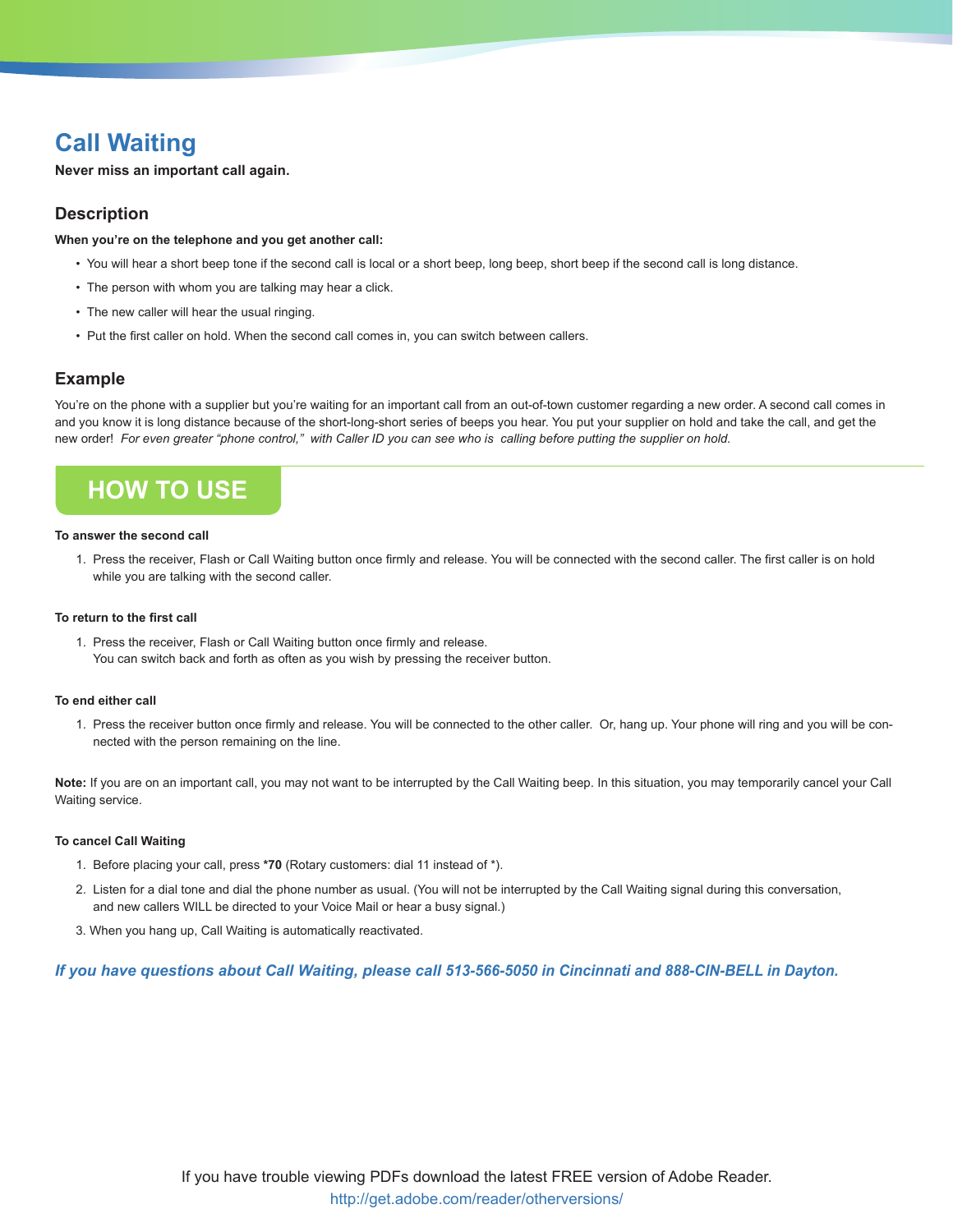# Call Waiting

**Never miss an important call again.**

## Description

**When you're on the telephone and you get another call:**

- You will hear a short beep tone if the second call is local or a short beep, long beep, short beep if the second call is long distance.
- The person with whom you are talking may hear a click.
- The new caller will hear the usual ringing.
- Put the first caller on hold. When the second call comes in, you can switch between callers.

## Example

You're on the phone with a supplier but you're waiting for an important call from an out-of-town customer regarding a new order. A second call comes in and you know it is long distance because of the short-long-short series of beeps you hear. You put your supplier on hold and take the call, and get the new order! *For even greater "phone control," with Caller ID you can see who is calling before putting the supplier on hold.*

## HOW TO USE

**To answer the second call**

1. Press the receiver, Flash or Call Waiting button once firmly and release. You will be connected with the second caller. The first caller is on hold while you are talking with the second caller.

**To return to the first call**

1. Press the receiver, Flash or Call Waiting button once firmly and release.
   You can switch back and forth as often as you wish by pressing the receiver button.

**To end either call**

1. Press the receiver button once firmly and release. You will be connected to the other caller. Or, hang up. Your phone will ring and you will be connected with the person remaining on the line.

**Note:** If you are on an important call, you may not want to be interrupted by the Call Waiting beep. In this situation, you may temporarily cancel your Call Waiting service.

**To cancel Call Waiting**

1. Before placing your call, press ***70** (Rotary customers: dial 11 instead of *).
2. Listen for a dial tone and dial the phone number as usual. (You will not be interrupted by the Call Waiting signal during this conversation, and new callers WILL be directed to your Voice Mail or hear a busy signal.)
3. When you hang up, Call Waiting is automatically reactivated.

***If you have questions about Call Waiting, please call 513-566-5050 in Cincinnati and 888-CIN-BELL in Dayton.***

If you have trouble viewing PDFs download the latest FREE version of Adobe Reader.
http://get.adobe.com/reader/otherversions/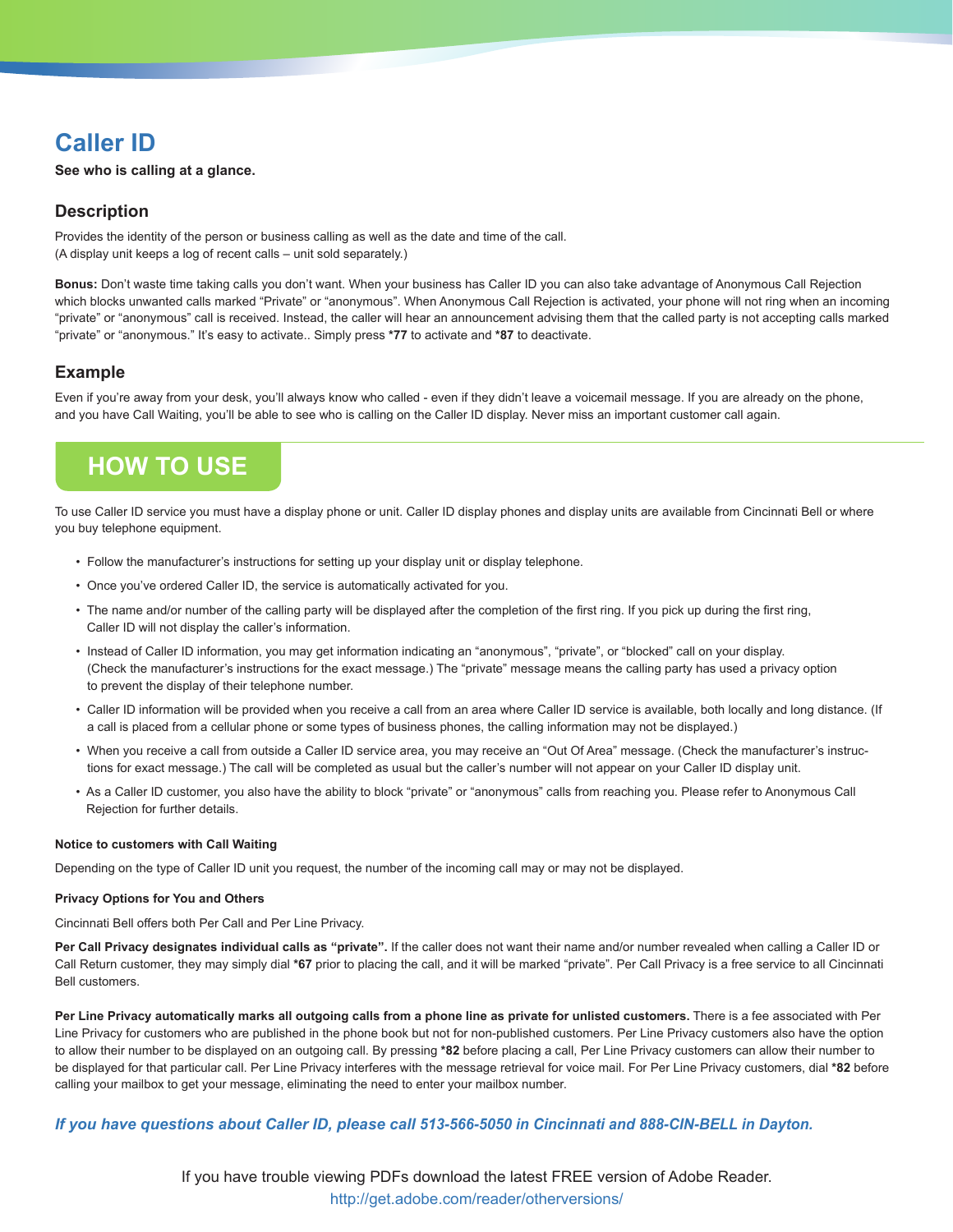# Caller ID

**See who is calling at a glance.**

## Description

Provides the identity of the person or business calling as well as the date and time of the call.
(A display unit keeps a log of recent calls – unit sold separately.)

**Bonus:** Don't waste time taking calls you don't want. When your business has Caller ID you can also take advantage of Anonymous Call Rejection which blocks unwanted calls marked "Private" or "anonymous". When Anonymous Call Rejection is activated, your phone will not ring when an incoming "private" or "anonymous" call is received. Instead, the caller will hear an announcement advising them that the called party is not accepting calls marked "private" or "anonymous." It's easy to activate.. Simply press **\*77** to activate and **\*87** to deactivate.

## Example

Even if you're away from your desk, you'll always know who called - even if they didn't leave a voicemail message. If you are already on the phone, and you have Call Waiting, you'll be able to see who is calling on the Caller ID display. Never miss an important customer call again.

## HOW TO USE

To use Caller ID service you must have a display phone or unit. Caller ID display phones and display units are available from Cincinnati Bell or where you buy telephone equipment.

- Follow the manufacturer's instructions for setting up your display unit or display telephone.
- Once you've ordered Caller ID, the service is automatically activated for you.
- The name and/or number of the calling party will be displayed after the completion of the first ring. If you pick up during the first ring, Caller ID will not display the caller's information.
- Instead of Caller ID information, you may get information indicating an "anonymous", "private", or "blocked" call on your display. (Check the manufacturer's instructions for the exact message.) The "private" message means the calling party has used a privacy option to prevent the display of their telephone number.
- Caller ID information will be provided when you receive a call from an area where Caller ID service is available, both locally and long distance. (If a call is placed from a cellular phone or some types of business phones, the calling information may not be displayed.)
- When you receive a call from outside a Caller ID service area, you may receive an "Out Of Area" message. (Check the manufacturer's instructions for exact message.) The call will be completed as usual but the caller's number will not appear on your Caller ID display unit.
- As a Caller ID customer, you also have the ability to block "private" or "anonymous" calls from reaching you. Please refer to Anonymous Call Rejection for further details.

#### Notice to customers with Call Waiting

Depending on the type of Caller ID unit you request, the number of the incoming call may or may not be displayed.

#### Privacy Options for You and Others

Cincinnati Bell offers both Per Call and Per Line Privacy.

**Per Call Privacy designates individual calls as "private".** If the caller does not want their name and/or number revealed when calling a Caller ID or Call Return customer, they may simply dial **\*67** prior to placing the call, and it will be marked "private". Per Call Privacy is a free service to all Cincinnati Bell customers.

**Per Line Privacy automatically marks all outgoing calls from a phone line as private for unlisted customers.** There is a fee associated with Per Line Privacy for customers who are published in the phone book but not for non-published customers. Per Line Privacy customers also have the option to allow their number to be displayed on an outgoing call. By pressing **\*82** before placing a call, Per Line Privacy customers can allow their number to be displayed for that particular call. Per Line Privacy interferes with the message retrieval for voice mail. For Per Line Privacy customers, dial **\*82** before calling your mailbox to get your message, eliminating the need to enter your mailbox number.

***If you have questions about Caller ID, please call 513-566-5050 in Cincinnati and 888-CIN-BELL in Dayton.***

If you have trouble viewing PDFs download the latest FREE version of Adobe Reader.
http://get.adobe.com/reader/otherversions/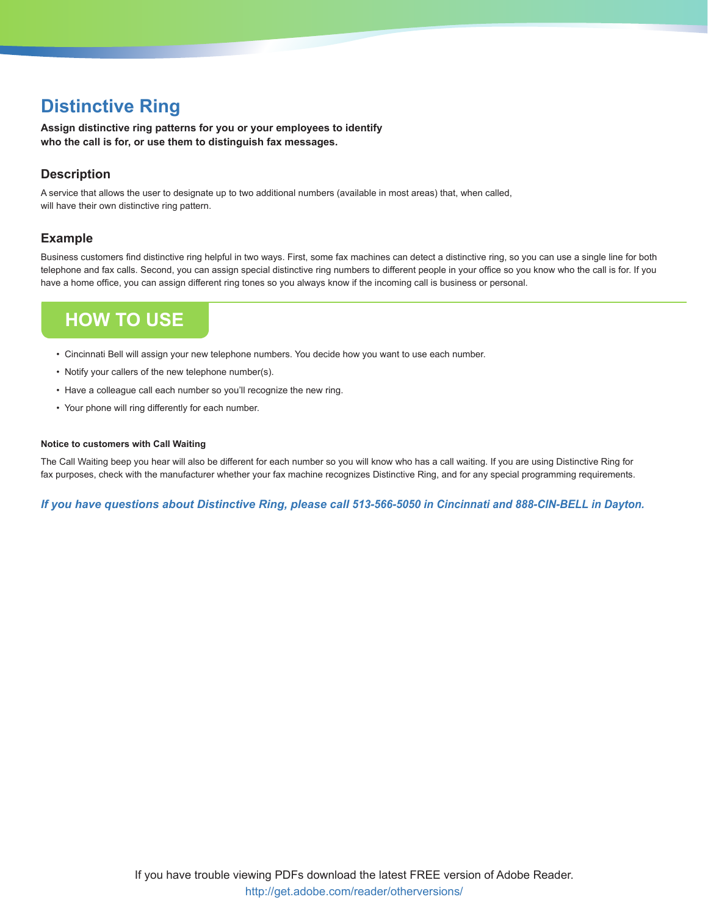# Distinctive Ring

**Assign distinctive ring patterns for you or your employees to identify who the call is for, or use them to distinguish fax messages.**

## Description

A service that allows the user to designate up to two additional numbers (available in most areas) that, when called, will have their own distinctive ring pattern.

## Example

Business customers find distinctive ring helpful in two ways. First, some fax machines can detect a distinctive ring, so you can use a single line for both telephone and fax calls. Second, you can assign special distinctive ring numbers to different people in your office so you know who the call is for. If you have a home office, you can assign different ring tones so you always know if the incoming call is business or personal.

## HOW TO USE

- Cincinnati Bell will assign your new telephone numbers. You decide how you want to use each number.
- Notify your callers of the new telephone number(s).
- Have a colleague call each number so you'll recognize the new ring.
- Your phone will ring differently for each number.

#### Notice to customers with Call Waiting

The Call Waiting beep you hear will also be different for each number so you will know who has a call waiting. If you are using Distinctive Ring for fax purposes, check with the manufacturer whether your fax machine recognizes Distinctive Ring, and for any special programming requirements.

***If you have questions about Distinctive Ring, please call 513-566-5050 in Cincinnati and 888-CIN-BELL in Dayton.***

If you have trouble viewing PDFs download the latest FREE version of Adobe Reader.
http://get.adobe.com/reader/otherversions/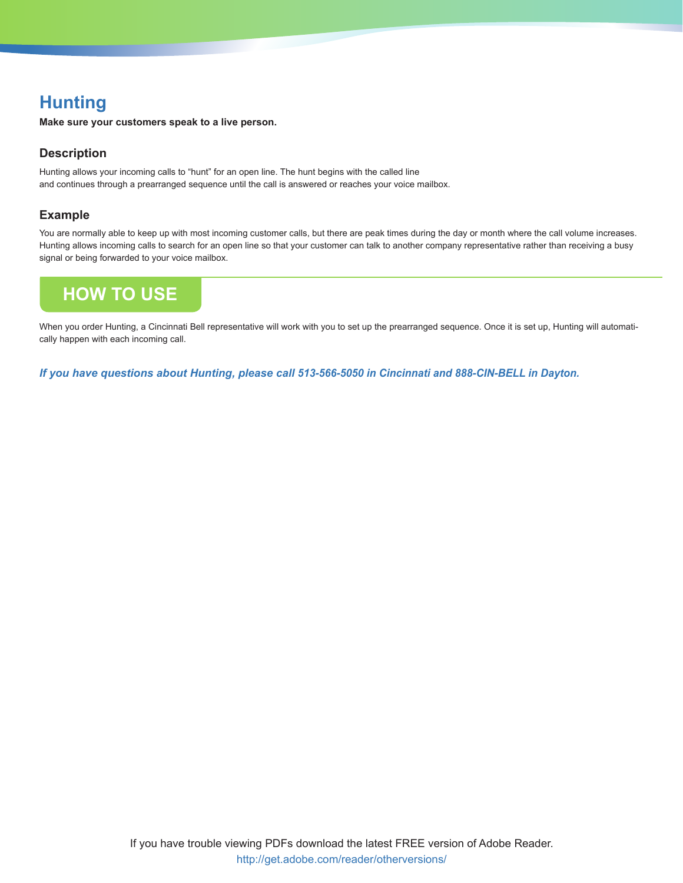# Hunting

**Make sure your customers speak to a live person.**

## Description

Hunting allows your incoming calls to "hunt" for an open line. The hunt begins with the called line and continues through a prearranged sequence until the call is answered or reaches your voice mailbox.

## Example

You are normally able to keep up with most incoming customer calls, but there are peak times during the day or month where the call volume increases. Hunting allows incoming calls to search for an open line so that your customer can talk to another company representative rather than receiving a busy signal or being forwarded to your voice mailbox.

## HOW TO USE

When you order Hunting, a Cincinnati Bell representative will work with you to set up the prearranged sequence. Once it is set up, Hunting will automatically happen with each incoming call.

***If you have questions about Hunting, please call 513-566-5050 in Cincinnati and 888-CIN-BELL in Dayton.***

If you have trouble viewing PDFs download the latest FREE version of Adobe Reader.
http://get.adobe.com/reader/otherversions/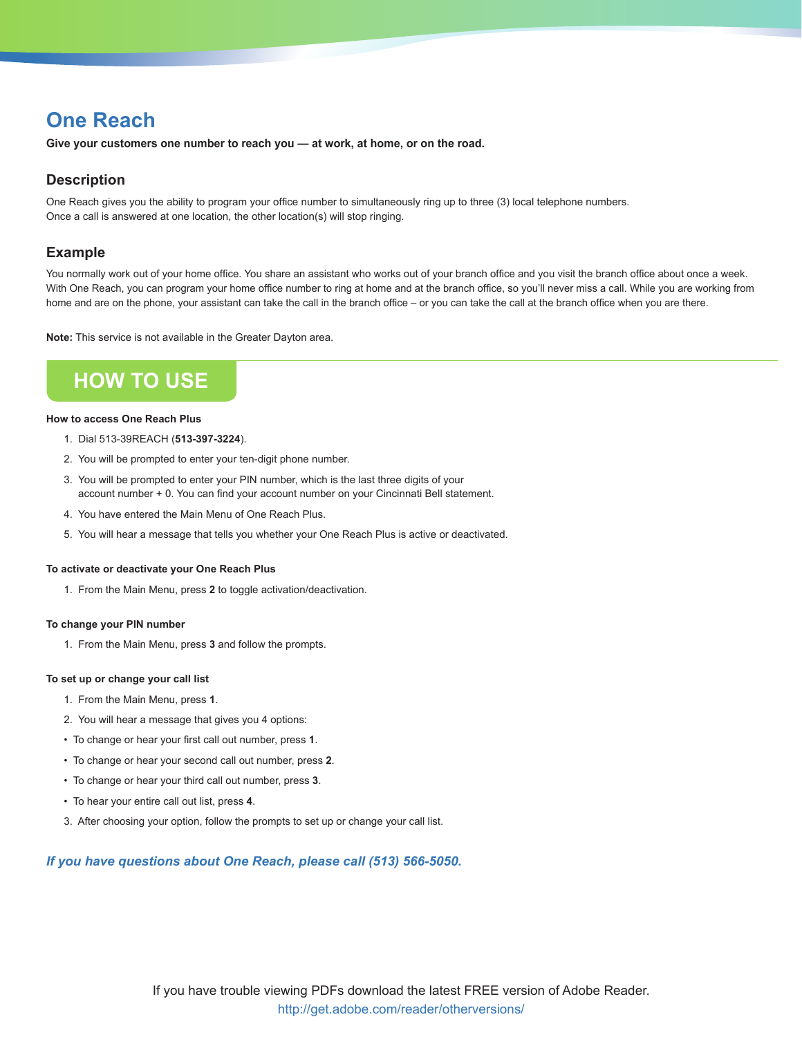# One Reach

**Give your customers one number to reach you — at work, at home, or on the road.**

## Description

One Reach gives you the ability to program your office number to simultaneously ring up to three (3) local telephone numbers. Once a call is answered at one location, the other location(s) will stop ringing.

## Example

You normally work out of your home office. You share an assistant who works out of your branch office and you visit the branch office about once a week. With One Reach, you can program your home office number to ring at home and at the branch office, so you'll never miss a call. While you are working from home and are on the phone, your assistant can take the call in the branch office – or you can take the call at the branch office when you are there.

**Note:** This service is not available in the Greater Dayton area.

## HOW TO USE

**How to access One Reach Plus**

1. Dial 513-39REACH (**513-397-3224**).
2. You will be prompted to enter your ten-digit phone number.
3. You will be prompted to enter your PIN number, which is the last three digits of your account number + 0. You can find your account number on your Cincinnati Bell statement.
4. You have entered the Main Menu of One Reach Plus.
5. You will hear a message that tells you whether your One Reach Plus is active or deactivated.

**To activate or deactivate your One Reach Plus**

1. From the Main Menu, press **2** to toggle activation/deactivation.

**To change your PIN number**

1. From the Main Menu, press **3** and follow the prompts.

**To set up or change your call list**

1. From the Main Menu, press **1**.
2. You will hear a message that gives you 4 options:
   - To change or hear your first call out number, press **1**.
   - To change or hear your second call out number, press **2**.
   - To change or hear your third call out number, press **3**.
   - To hear your entire call out list, press **4**.
3. After choosing your option, follow the prompts to set up or change your call list.

***If you have questions about One Reach, please call (513) 566-5050.***

If you have trouble viewing PDFs download the latest FREE version of Adobe Reader.
http://get.adobe.com/reader/otherversions/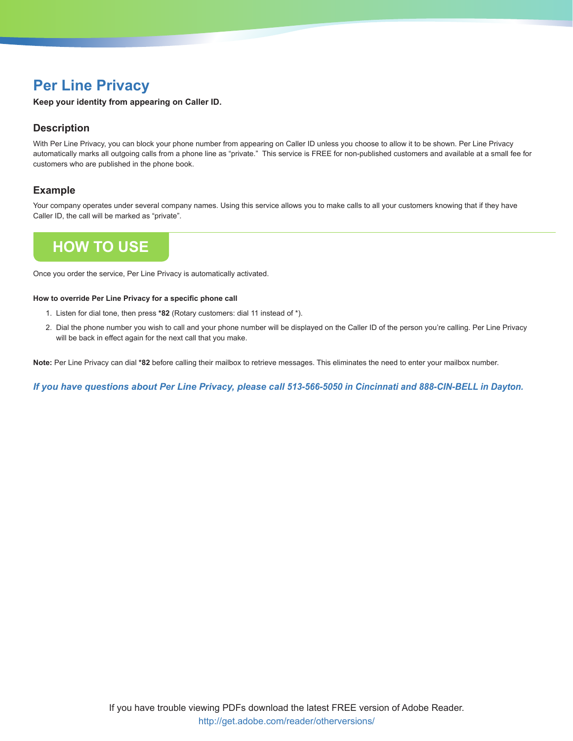# Per Line Privacy

**Keep your identity from appearing on Caller ID.**

## Description

With Per Line Privacy, you can block your phone number from appearing on Caller ID unless you choose to allow it to be shown. Per Line Privacy automatically marks all outgoing calls from a phone line as "private." This service is FREE for non-published customers and available at a small fee for customers who are published in the phone book.

## Example

Your company operates under several company names. Using this service allows you to make calls to all your customers knowing that if they have Caller ID, the call will be marked as "private".

## HOW TO USE

Once you order the service, Per Line Privacy is automatically activated.

**How to override Per Line Privacy for a specific phone call**

1. Listen for dial tone, then press ***82** (Rotary customers: dial 11 instead of *).
2. Dial the phone number you wish to call and your phone number will be displayed on the Caller ID of the person you're calling. Per Line Privacy will be back in effect again for the next call that you make.

**Note:** Per Line Privacy can dial ***82** before calling their mailbox to retrieve messages. This eliminates the need to enter your mailbox number.

***If you have questions about Per Line Privacy, please call 513-566-5050 in Cincinnati and 888-CIN-BELL in Dayton.***

If you have trouble viewing PDFs download the latest FREE version of Adobe Reader.
http://get.adobe.com/reader/otherversions/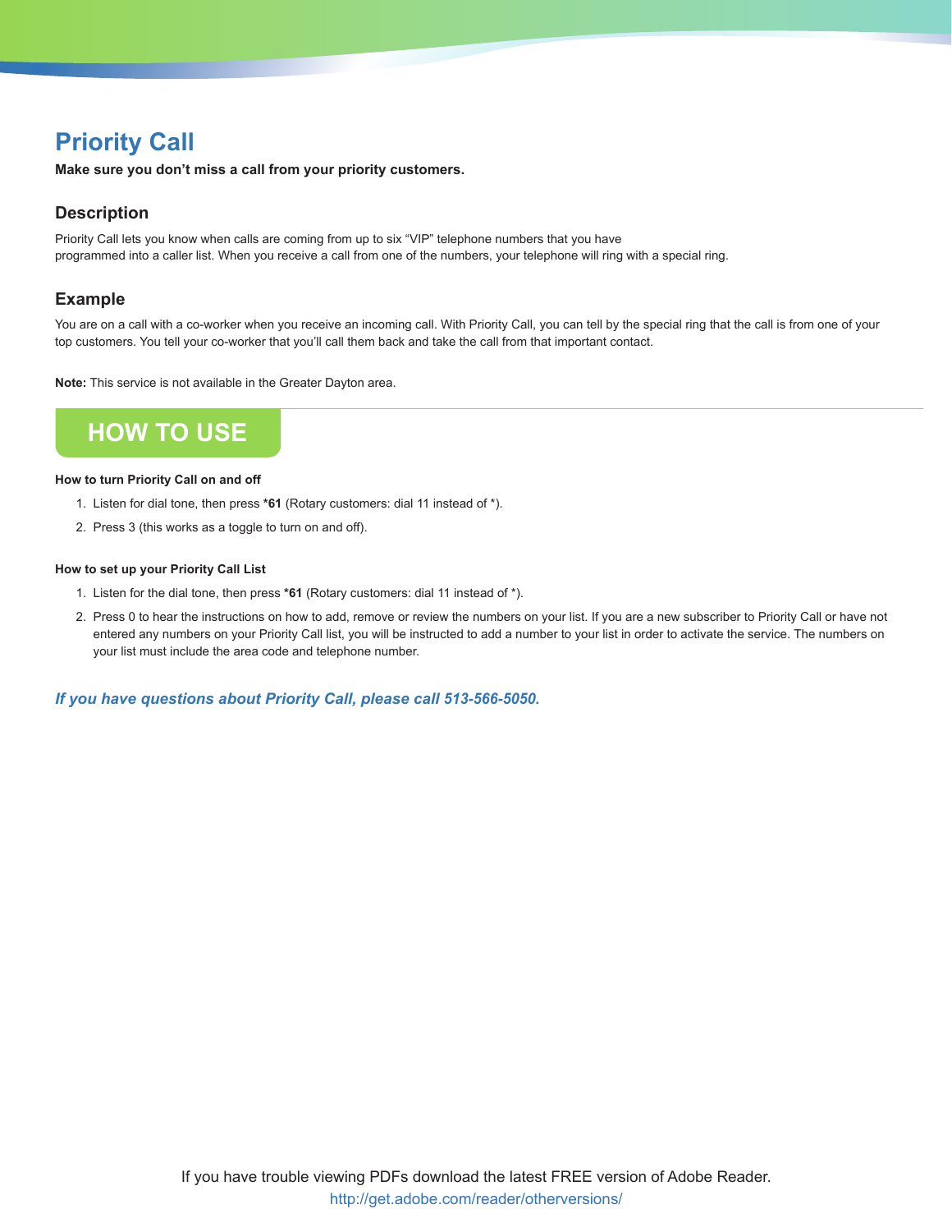# Priority Call

**Make sure you don't miss a call from your priority customers.**

## Description

Priority Call lets you know when calls are coming from up to six "VIP" telephone numbers that you have programmed into a caller list. When you receive a call from one of the numbers, your telephone will ring with a special ring.

## Example

You are on a call with a co-worker when you receive an incoming call. With Priority Call, you can tell by the special ring that the call is from one of your top customers. You tell your co-worker that you'll call them back and take the call from that important contact.

**Note:** This service is not available in the Greater Dayton area.

## HOW TO USE

**How to turn Priority Call on and off**

1. Listen for dial tone, then press ***61** (Rotary customers: dial 11 instead of *).
2. Press 3 (this works as a toggle to turn on and off).

**How to set up your Priority Call List**

1. Listen for the dial tone, then press ***61** (Rotary customers: dial 11 instead of *).
2. Press 0 to hear the instructions on how to add, remove or review the numbers on your list. If you are a new subscriber to Priority Call or have not entered any numbers on your Priority Call list, you will be instructed to add a number to your list in order to activate the service. The numbers on your list must include the area code and telephone number.

***If you have questions about Priority Call, please call 513-566-5050.***

If you have trouble viewing PDFs download the latest FREE version of Adobe Reader.
http://get.adobe.com/reader/otherversions/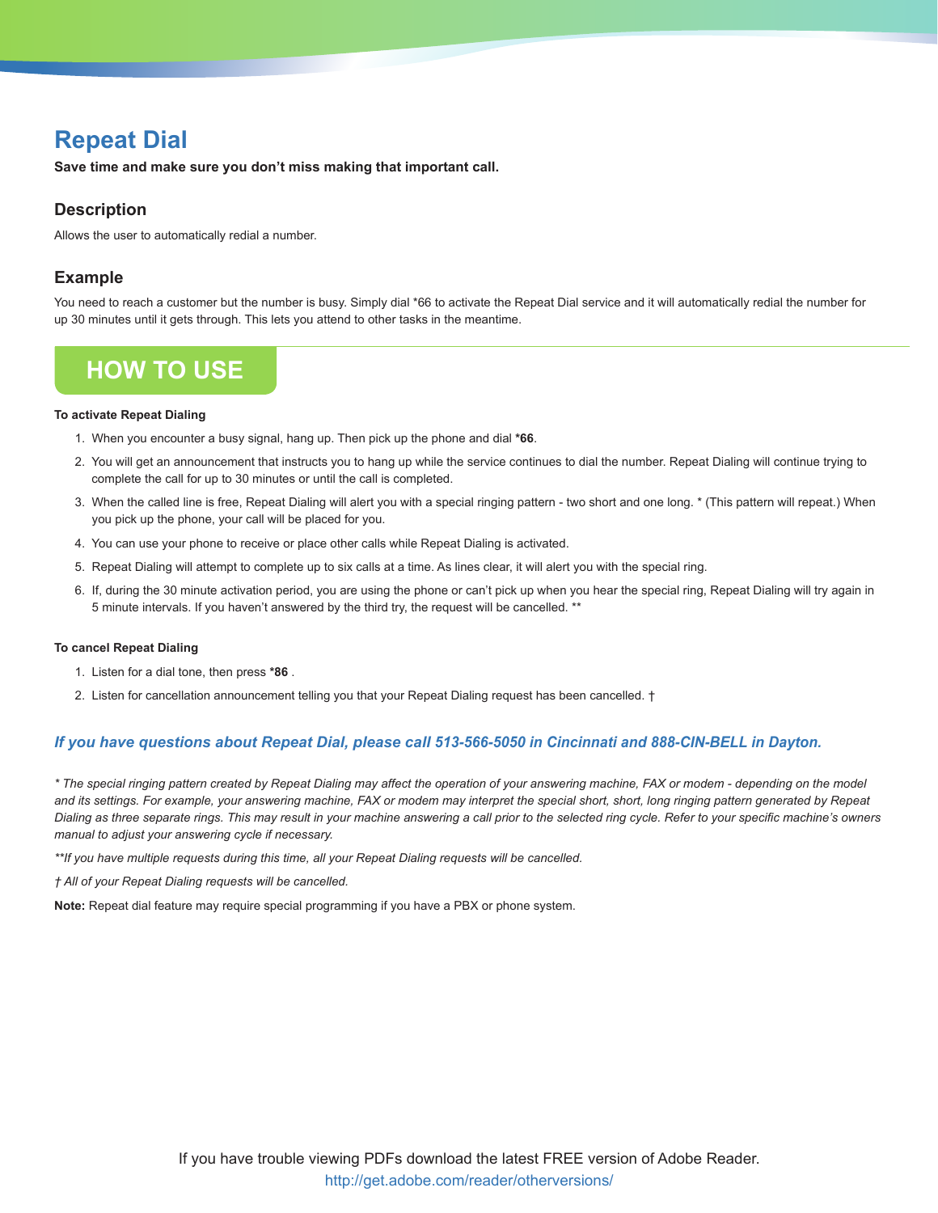# Repeat Dial

**Save time and make sure you don't miss making that important call.**

## Description

Allows the user to automatically redial a number.

## Example

You need to reach a customer but the number is busy. Simply dial *66 to activate the Repeat Dial service and it will automatically redial the number for up 30 minutes until it gets through. This lets you attend to other tasks in the meantime.

## HOW TO USE

**To activate Repeat Dialing**

1. When you encounter a busy signal, hang up. Then pick up the phone and dial ***66**.
2. You will get an announcement that instructs you to hang up while the service continues to dial the number. Repeat Dialing will continue trying to complete the call for up to 30 minutes or until the call is completed.
3. When the called line is free, Repeat Dialing will alert you with a special ringing pattern - two short and one long. * (This pattern will repeat.) When you pick up the phone, your call will be placed for you.
4. You can use your phone to receive or place other calls while Repeat Dialing is activated.
5. Repeat Dialing will attempt to complete up to six calls at a time. As lines clear, it will alert you with the special ring.
6. If, during the 30 minute activation period, you are using the phone or can't pick up when you hear the special ring, Repeat Dialing will try again in 5 minute intervals. If you haven't answered by the third try, the request will be cancelled. **

**To cancel Repeat Dialing**

1. Listen for a dial tone, then press ***86** .
2. Listen for cancellation announcement telling you that your Repeat Dialing request has been cancelled. †

***If you have questions about Repeat Dial, please call 513-566-5050 in Cincinnati and 888-CIN-BELL in Dayton.***

*\* The special ringing pattern created by Repeat Dialing may affect the operation of your answering machine, FAX or modem - depending on the model and its settings. For example, your answering machine, FAX or modem may interpret the special short, short, long ringing pattern generated by Repeat Dialing as three separate rings. This may result in your machine answering a call prior to the selected ring cycle. Refer to your specific machine's owners manual to adjust your answering cycle if necessary.*

*\*\*If you have multiple requests during this time, all your Repeat Dialing requests will be cancelled.*

*† All of your Repeat Dialing requests will be cancelled.*

**Note:** Repeat dial feature may require special programming if you have a PBX or phone system.

If you have trouble viewing PDFs download the latest FREE version of Adobe Reader.
http://get.adobe.com/reader/otherversions/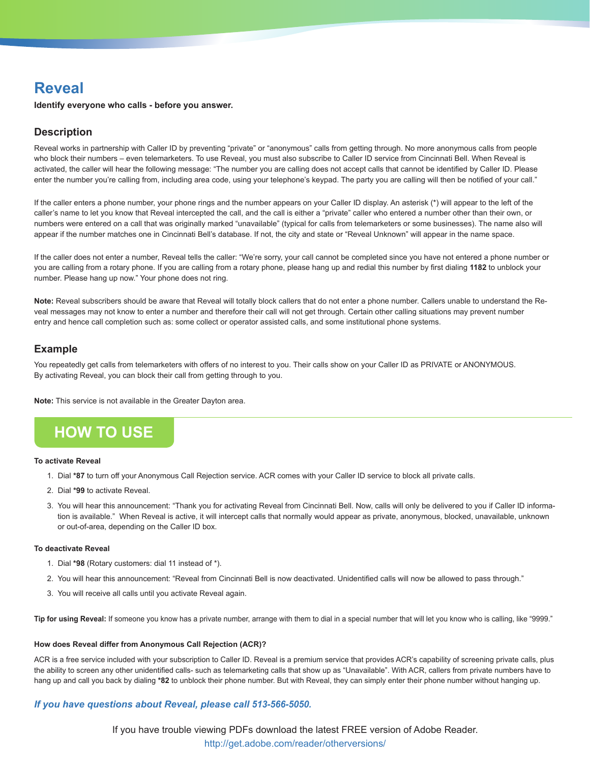# Reveal

**Identify everyone who calls - before you answer.**

## Description

Reveal works in partnership with Caller ID by preventing "private" or "anonymous" calls from getting through. No more anonymous calls from people who block their numbers – even telemarketers. To use Reveal, you must also subscribe to Caller ID service from Cincinnati Bell. When Reveal is activated, the caller will hear the following message: "The number you are calling does not accept calls that cannot be identified by Caller ID. Please enter the number you're calling from, including area code, using your telephone's keypad. The party you are calling will then be notified of your call."

If the caller enters a phone number, your phone rings and the number appears on your Caller ID display. An asterisk (*) will appear to the left of the caller's name to let you know that Reveal intercepted the call, and the call is either a "private" caller who entered a number other than their own, or numbers were entered on a call that was originally marked "unavailable" (typical for calls from telemarketers or some businesses). The name also will appear if the number matches one in Cincinnati Bell's database. If not, the city and state or "Reveal Unknown" will appear in the name space.

If the caller does not enter a number, Reveal tells the caller: "We're sorry, your call cannot be completed since you have not entered a phone number or you are calling from a rotary phone. If you are calling from a rotary phone, please hang up and redial this number by first dialing **1182** to unblock your number. Please hang up now." Your phone does not ring.

**Note:** Reveal subscribers should be aware that Reveal will totally block callers that do not enter a phone number. Callers unable to understand the Reveal messages may not know to enter a number and therefore their call will not get through. Certain other calling situations may prevent number entry and hence call completion such as: some collect or operator assisted calls, and some institutional phone systems.

## Example

You repeatedly get calls from telemarketers with offers of no interest to you. Their calls show on your Caller ID as PRIVATE or ANONYMOUS. By activating Reveal, you can block their call from getting through to you.

**Note:** This service is not available in the Greater Dayton area.

## HOW TO USE

**To activate Reveal**

1. Dial ***87** to turn off your Anonymous Call Rejection service. ACR comes with your Caller ID service to block all private calls.
2. Dial ***99** to activate Reveal.
3. You will hear this announcement: "Thank you for activating Reveal from Cincinnati Bell. Now, calls will only be delivered to you if Caller ID information is available." When Reveal is active, it will intercept calls that normally would appear as private, anonymous, blocked, unavailable, unknown or out-of-area, depending on the Caller ID box.

**To deactivate Reveal**

1. Dial ***98** (Rotary customers: dial 11 instead of *).
2. You will hear this announcement: "Reveal from Cincinnati Bell is now deactivated. Unidentified calls will now be allowed to pass through."
3. You will receive all calls until you activate Reveal again.

**Tip for using Reveal:** If someone you know has a private number, arrange with them to dial in a special number that will let you know who is calling, like "9999."

**How does Reveal differ from Anonymous Call Rejection (ACR)?**

ACR is a free service included with your subscription to Caller ID. Reveal is a premium service that provides ACR's capability of screening private calls, plus the ability to screen any other unidentified calls- such as telemarketing calls that show up as "Unavailable". With ACR, callers from private numbers have to hang up and call you back by dialing ***82** to unblock their phone number. But with Reveal, they can simply enter their phone number without hanging up.

***If you have questions about Reveal, please call 513-566-5050.***

If you have trouble viewing PDFs download the latest FREE version of Adobe Reader.
http://get.adobe.com/reader/otherversions/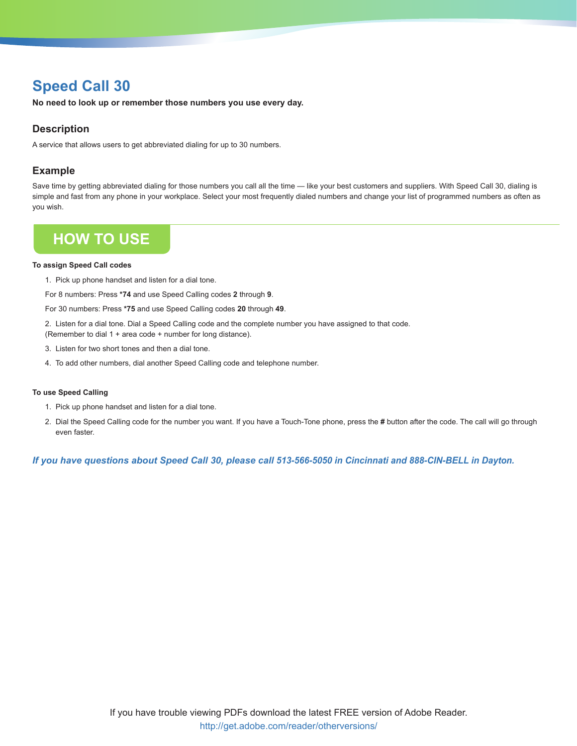# Speed Call 30

**No need to look up or remember those numbers you use every day.**

## Description

A service that allows users to get abbreviated dialing for up to 30 numbers.

## Example

Save time by getting abbreviated dialing for those numbers you call all the time — like your best customers and suppliers. With Speed Call 30, dialing is simple and fast from any phone in your workplace. Select your most frequently dialed numbers and change your list of programmed numbers as often as you wish.

## HOW TO USE

**To assign Speed Call codes**

1. Pick up phone handset and listen for a dial tone.

   For 8 numbers: Press ***74** and use Speed Calling codes **2** through **9**.

   For 30 numbers: Press ***75** and use Speed Calling codes **20** through **49**.

2. Listen for a dial tone. Dial a Speed Calling code and the complete number you have assigned to that code. (Remember to dial 1 + area code + number for long distance).
3. Listen for two short tones and then a dial tone.
4. To add other numbers, dial another Speed Calling code and telephone number.

**To use Speed Calling**

1. Pick up phone handset and listen for a dial tone.
2. Dial the Speed Calling code for the number you want. If you have a Touch-Tone phone, press the **#** button after the code. The call will go through even faster.

***If you have questions about Speed Call 30, please call 513-566-5050 in Cincinnati and 888-CIN-BELL in Dayton.***

If you have trouble viewing PDFs download the latest FREE version of Adobe Reader.
http://get.adobe.com/reader/otherversions/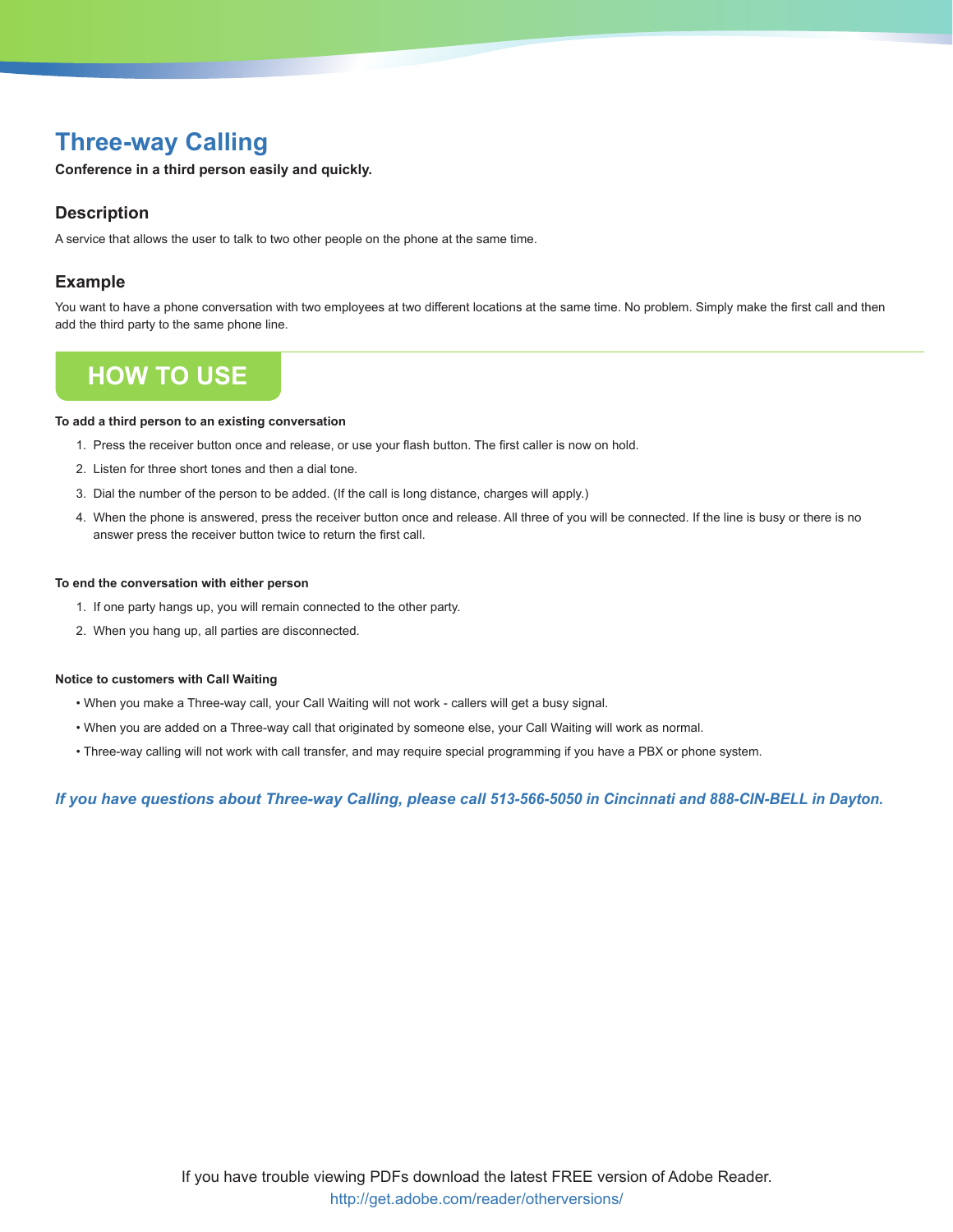# Three-way Calling

**Conference in a third person easily and quickly.**

## Description

A service that allows the user to talk to two other people on the phone at the same time.

## Example

You want to have a phone conversation with two employees at two different locations at the same time. No problem. Simply make the first call and then add the third party to the same phone line.

## HOW TO USE

**To add a third person to an existing conversation**

1. Press the receiver button once and release, or use your flash button. The first caller is now on hold.
2. Listen for three short tones and then a dial tone.
3. Dial the number of the person to be added. (If the call is long distance, charges will apply.)
4. When the phone is answered, press the receiver button once and release. All three of you will be connected. If the line is busy or there is no answer press the receiver button twice to return the first call.

**To end the conversation with either person**

1. If one party hangs up, you will remain connected to the other party.
2. When you hang up, all parties are disconnected.

**Notice to customers with Call Waiting**

- When you make a Three-way call, your Call Waiting will not work - callers will get a busy signal.
- When you are added on a Three-way call that originated by someone else, your Call Waiting will work as normal.
- Three-way calling will not work with call transfer, and may require special programming if you have a PBX or phone system.

***If you have questions about Three-way Calling, please call 513-566-5050 in Cincinnati and 888-CIN-BELL in Dayton.***

If you have trouble viewing PDFs download the latest FREE version of Adobe Reader.
http://get.adobe.com/reader/otherversions/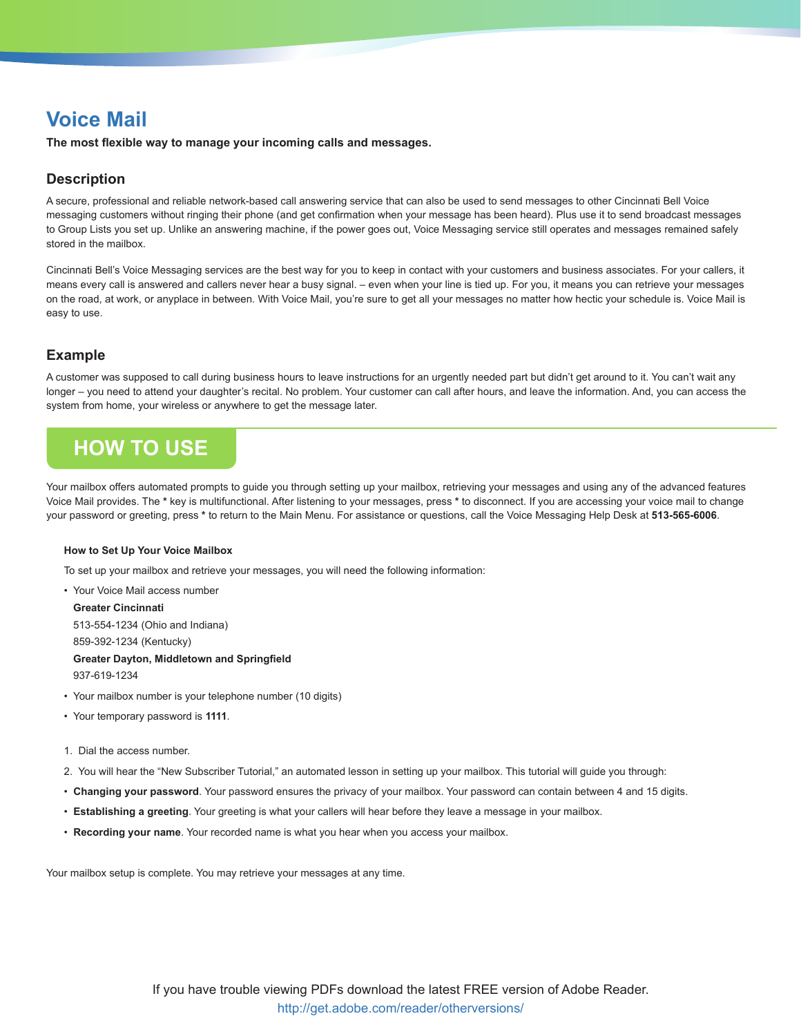# Voice Mail

**The most flexible way to manage your incoming calls and messages.**

## Description

A secure, professional and reliable network-based call answering service that can also be used to send messages to other Cincinnati Bell Voice messaging customers without ringing their phone (and get confirmation when your message has been heard). Plus use it to send broadcast messages to Group Lists you set up. Unlike an answering machine, if the power goes out, Voice Messaging service still operates and messages remained safely stored in the mailbox.

Cincinnati Bell's Voice Messaging services are the best way for you to keep in contact with your customers and business associates. For your callers, it means every call is answered and callers never hear a busy signal. – even when your line is tied up. For you, it means you can retrieve your messages on the road, at work, or anyplace in between. With Voice Mail, you're sure to get all your messages no matter how hectic your schedule is. Voice Mail is easy to use.

## Example

A customer was supposed to call during business hours to leave instructions for an urgently needed part but didn't get around to it. You can't wait any longer – you need to attend your daughter's recital. No problem. Your customer can call after hours, and leave the information. And, you can access the system from home, your wireless or anywhere to get the message later.

## HOW TO USE

Your mailbox offers automated prompts to guide you through setting up your mailbox, retrieving your messages and using any of the advanced features Voice Mail provides. The * key is multifunctional. After listening to your messages, press * to disconnect. If you are accessing your voice mail to change your password or greeting, press * to return to the Main Menu. For assistance or questions, call the Voice Messaging Help Desk at **513-565-6006**.

### How to Set Up Your Voice Mailbox

To set up your mailbox and retrieve your messages, you will need the following information:

- Your Voice Mail access number

  **Greater Cincinnati**

  513-554-1234 (Ohio and Indiana)

  859-392-1234 (Kentucky)

  **Greater Dayton, Middletown and Springfield**

  937-619-1234
- Your mailbox number is your telephone number (10 digits)
- Your temporary password is **1111**.

1. Dial the access number.
2. You will hear the "New Subscriber Tutorial," an automated lesson in setting up your mailbox. This tutorial will guide you through:

- **Changing your password**. Your password ensures the privacy of your mailbox. Your password can contain between 4 and 15 digits.
- **Establishing a greeting**. Your greeting is what your callers will hear before they leave a message in your mailbox.
- **Recording your name**. Your recorded name is what you hear when you access your mailbox.

Your mailbox setup is complete. You may retrieve your messages at any time.

If you have trouble viewing PDFs download the latest FREE version of Adobe Reader.
http://get.adobe.com/reader/otherversions/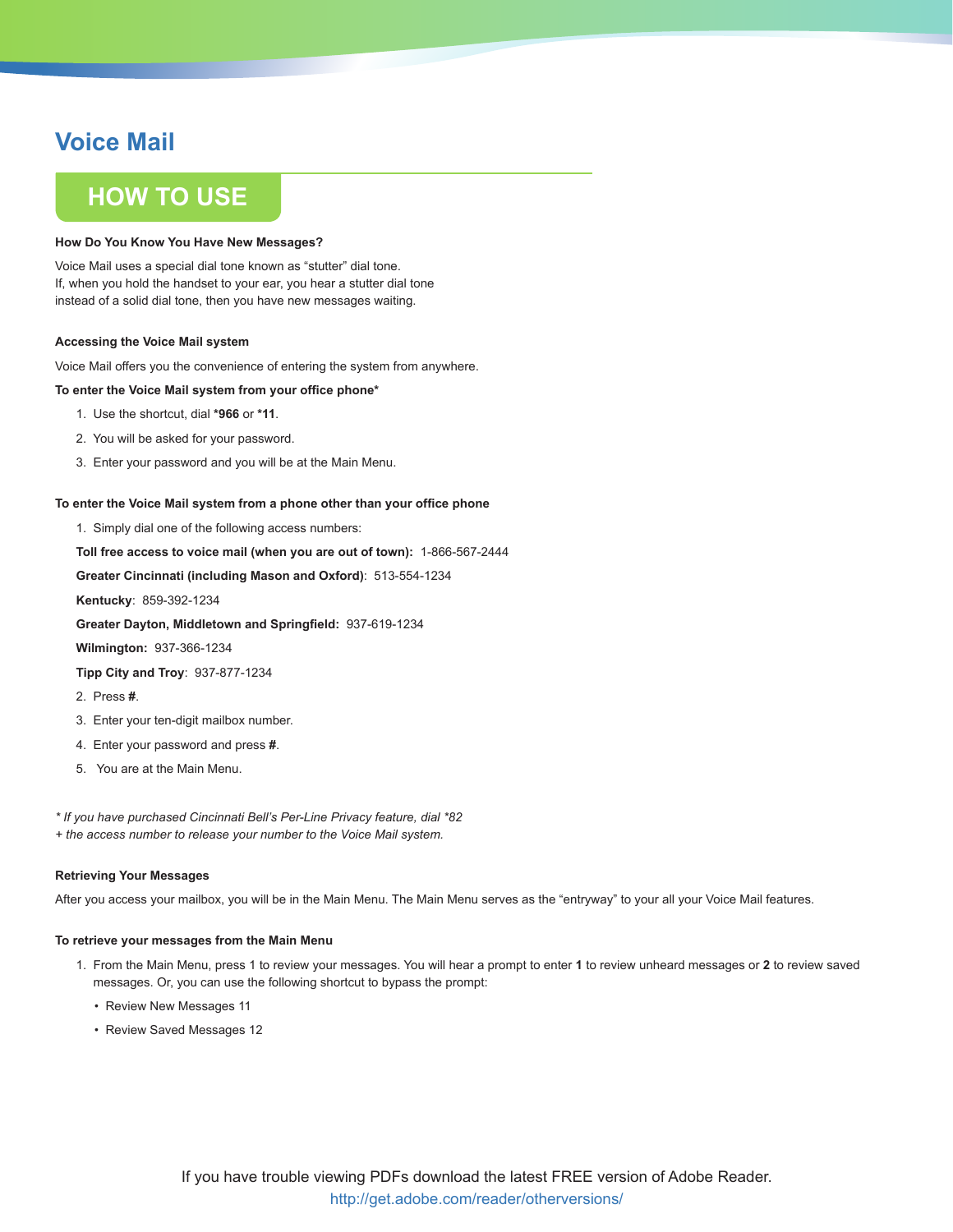# Voice Mail

## HOW TO USE

**How Do You Know You Have New Messages?**

Voice Mail uses a special dial tone known as "stutter" dial tone.
If, when you hold the handset to your ear, you hear a stutter dial tone instead of a solid dial tone, then you have new messages waiting.

**Accessing the Voice Mail system**

Voice Mail offers you the convenience of entering the system from anywhere.

**To enter the Voice Mail system from your office phone***

1. Use the shortcut, dial ***966** or ***11**.
2. You will be asked for your password.
3. Enter your password and you will be at the Main Menu.

**To enter the Voice Mail system from a phone other than your office phone**

1. Simply dial one of the following access numbers:

   **Toll free access to voice mail (when you are out of town):** 1-866-567-2444

   **Greater Cincinnati (including Mason and Oxford)**: 513-554-1234

   **Kentucky**: 859-392-1234

   **Greater Dayton, Middletown and Springfield:** 937-619-1234

   **Wilmington:** 937-366-1234

   **Tipp City and Troy**: 937-877-1234

2. Press **#**.
3. Enter your ten-digit mailbox number.
4. Enter your password and press **#**.
5. You are at the Main Menu.

*\* If you have purchased Cincinnati Bell's Per-Line Privacy feature, dial *82 + the access number to release your number to the Voice Mail system.*

**Retrieving Your Messages**

After you access your mailbox, you will be in the Main Menu. The Main Menu serves as the "entryway" to your all your Voice Mail features.

**To retrieve your messages from the Main Menu**

1. From the Main Menu, press 1 to review your messages. You will hear a prompt to enter **1** to review unheard messages or **2** to review saved messages. Or, you can use the following shortcut to bypass the prompt:
   - Review New Messages 11
   - Review Saved Messages 12

If you have trouble viewing PDFs download the latest FREE version of Adobe Reader.
http://get.adobe.com/reader/otherversions/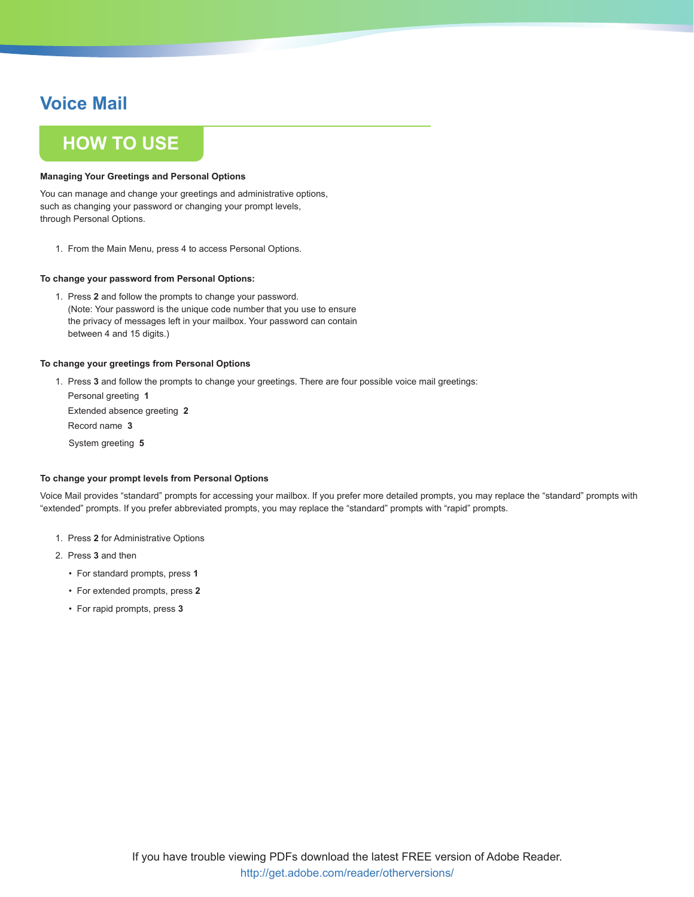# Voice Mail

## HOW TO USE

**Managing Your Greetings and Personal Options**

You can manage and change your greetings and administrative options, such as changing your password or changing your prompt levels, through Personal Options.

1. From the Main Menu, press 4 to access Personal Options.

**To change your password from Personal Options:**

1. Press **2** and follow the prompts to change your password. (Note: Your password is the unique code number that you use to ensure the privacy of messages left in your mailbox. Your password can contain between 4 and 15 digits.)

**To change your greetings from Personal Options**

1. Press **3** and follow the prompts to change your greetings. There are four possible voice mail greetings:
   Personal greeting **1**
   Extended absence greeting **2**
   Record name **3**
   System greeting **5**

**To change your prompt levels from Personal Options**

Voice Mail provides "standard" prompts for accessing your mailbox. If you prefer more detailed prompts, you may replace the "standard" prompts with "extended" prompts. If you prefer abbreviated prompts, you may replace the "standard" prompts with "rapid" prompts.

1. Press **2** for Administrative Options
2. Press **3** and then
   - For standard prompts, press **1**
   - For extended prompts, press **2**
   - For rapid prompts, press **3**

If you have trouble viewing PDFs download the latest FREE version of Adobe Reader.
http://get.adobe.com/reader/otherversions/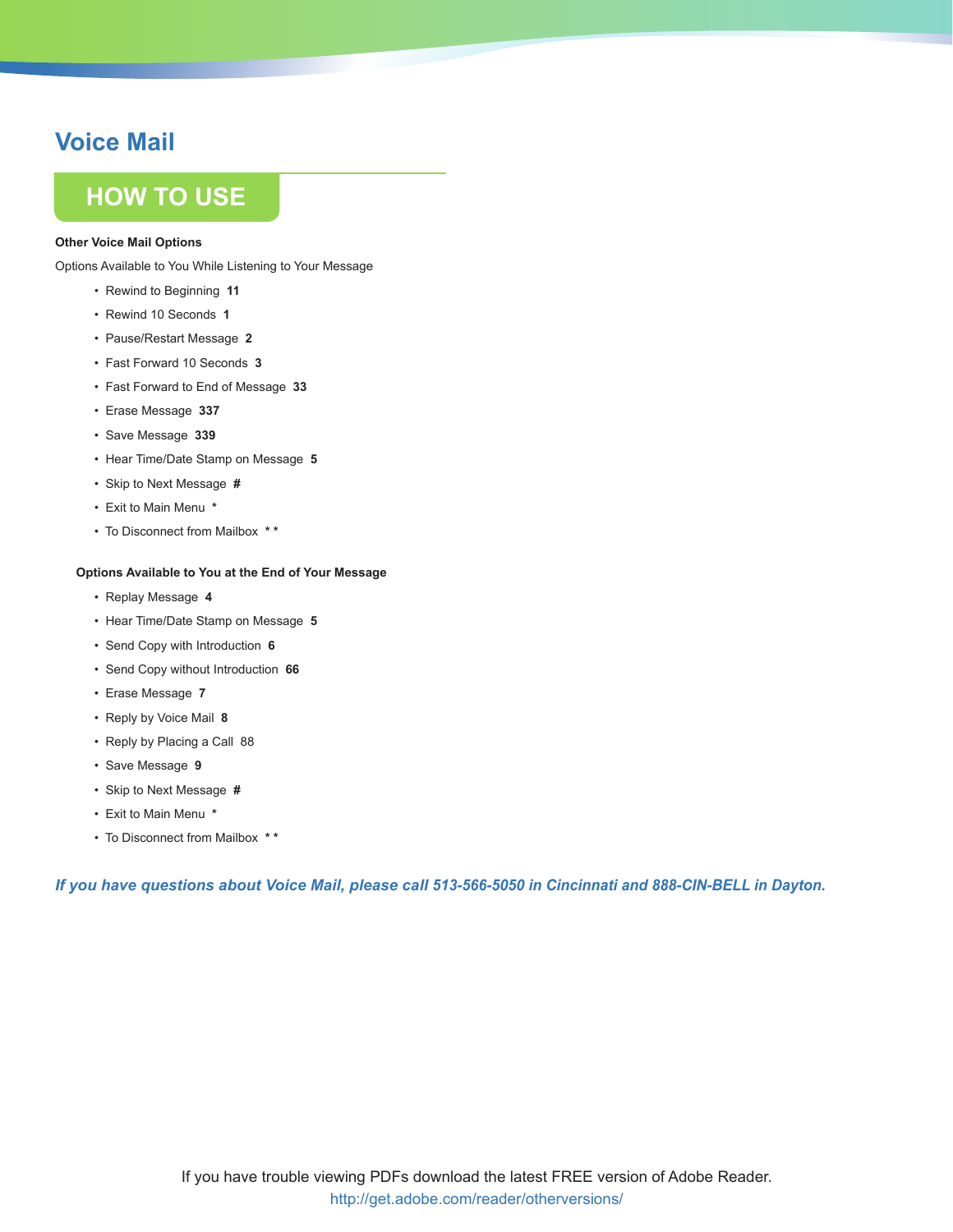# Voice Mail

## HOW TO USE

**Other Voice Mail Options**

Options Available to You While Listening to Your Message

- Rewind to Beginning **11**
- Rewind 10 Seconds **1**
- Pause/Restart Message **2**
- Fast Forward 10 Seconds **3**
- Fast Forward to End of Message **33**
- Erase Message **337**
- Save Message **339**
- Hear Time/Date Stamp on Message **5**
- Skip to Next Message **#**
- Exit to Main Menu **\***
- To Disconnect from Mailbox **\* \***

**Options Available to You at the End of Your Message**

- Replay Message **4**
- Hear Time/Date Stamp on Message **5**
- Send Copy with Introduction **6**
- Send Copy without Introduction **66**
- Erase Message **7**
- Reply by Voice Mail **8**
- Reply by Placing a Call 88
- Save Message **9**
- Skip to Next Message **#**
- Exit to Main Menu **\***
- To Disconnect from Mailbox **\* \***

***If you have questions about Voice Mail, please call 513-566-5050 in Cincinnati and 888-CIN-BELL in Dayton.***

If you have trouble viewing PDFs download the latest FREE version of Adobe Reader.
http://get.adobe.com/reader/otherversions/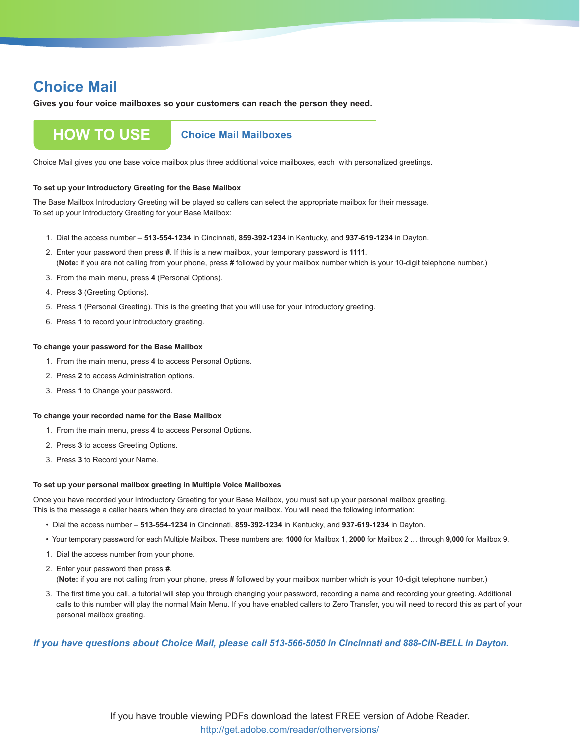# Choice Mail

**Gives you four voice mailboxes so your customers can reach the person they need.**

## HOW TO USE

### Choice Mail Mailboxes

Choice Mail gives you one base voice mailbox plus three additional voice mailboxes, each with personalized greetings.

#### To set up your Introductory Greeting for the Base Mailbox

The Base Mailbox Introductory Greeting will be played so callers can select the appropriate mailbox for their message.
To set up your Introductory Greeting for your Base Mailbox:

1. Dial the access number – **513-554-1234** in Cincinnati, **859-392-1234** in Kentucky, and **937-619-1234** in Dayton.
2. Enter your password then press **#**. If this is a new mailbox, your temporary password is **1111**.
   (**Note:** if you are not calling from your phone, press **#** followed by your mailbox number which is your 10-digit telephone number.)
3. From the main menu, press **4** (Personal Options).
4. Press **3** (Greeting Options).
5. Press **1** (Personal Greeting). This is the greeting that you will use for your introductory greeting.
6. Press **1** to record your introductory greeting.

#### To change your password for the Base Mailbox

1. From the main menu, press **4** to access Personal Options.
2. Press **2** to access Administration options.
3. Press **1** to Change your password.

#### To change your recorded name for the Base Mailbox

1. From the main menu, press **4** to access Personal Options.
2. Press **3** to access Greeting Options.
3. Press **3** to Record your Name.

#### To set up your personal mailbox greeting in Multiple Voice Mailboxes

Once you have recorded your Introductory Greeting for your Base Mailbox, you must set up your personal mailbox greeting.
This is the message a caller hears when they are directed to your mailbox. You will need the following information:

- Dial the access number – **513-554-1234** in Cincinnati, **859-392-1234** in Kentucky, and **937-619-1234** in Dayton.
- Your temporary password for each Multiple Mailbox. These numbers are: **1000** for Mailbox 1, **2000** for Mailbox 2 … through **9,000** for Mailbox 9.

1. Dial the access number from your phone.
2. Enter your password then press **#**.
   (**Note:** if you are not calling from your phone, press **#** followed by your mailbox number which is your 10-digit telephone number.)
3. The first time you call, a tutorial will step you through changing your password, recording a name and recording your greeting. Additional calls to this number will play the normal Main Menu. If you have enabled callers to Zero Transfer, you will need to record this as part of your personal mailbox greeting.

***If you have questions about Choice Mail, please call 513-566-5050 in Cincinnati and 888-CIN-BELL in Dayton.***

If you have trouble viewing PDFs download the latest FREE version of Adobe Reader.
http://get.adobe.com/reader/otherversions/